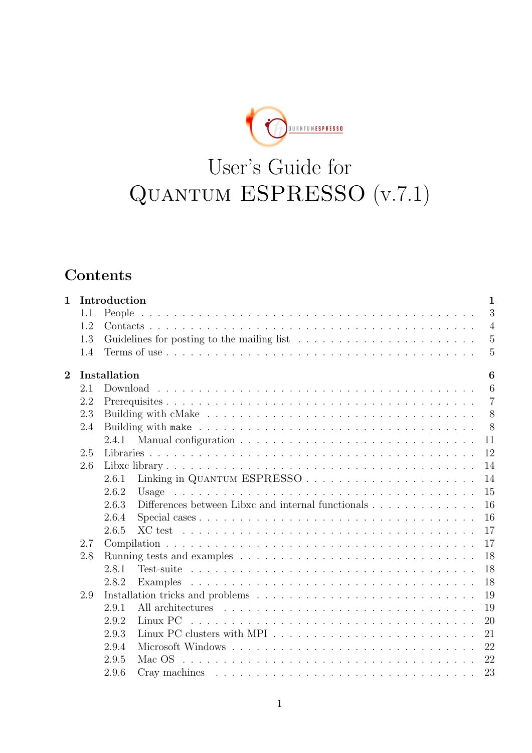# User's Guide for QUANTUM ESPRESSO (v.7.1)

## Contents

**1 Introduction** **1**
- 1.1 People . . . 3
- 1.2 Contacts . . . 4
- 1.3 Guidelines for posting to the mailing list . . . 5
- 1.4 Terms of use . . . 5

**2 Installation** **6**
- 2.1 Download . . . 6
- 2.2 Prerequisites . . . 7
- 2.3 Building with cMake . . . 8
- 2.4 Building with `make` . . . 8
  - 2.4.1 Manual configuration . . . 11
- 2.5 Libraries . . . 12
- 2.6 Libxc library . . . 14
  - 2.6.1 Linking in QUANTUM ESPRESSO . . . 14
  - 2.6.2 Usage . . . 15
  - 2.6.3 Differences between Libxc and internal functionals . . . 16
  - 2.6.4 Special cases . . . 16
  - 2.6.5 XC test . . . 17
- 2.7 Compilation . . . 17
- 2.8 Running tests and examples . . . 18
  - 2.8.1 Test-suite . . . 18
  - 2.8.2 Examples . . . 18
- 2.9 Installation tricks and problems . . . 19
  - 2.9.1 All architectures . . . 19
  - 2.9.2 Linux PC . . . 20
  - 2.9.3 Linux PC clusters with MPI . . . 21
  - 2.9.4 Microsoft Windows . . . 22
  - 2.9.5 Mac OS . . . 22
  - 2.9.6 Cray machines . . . 23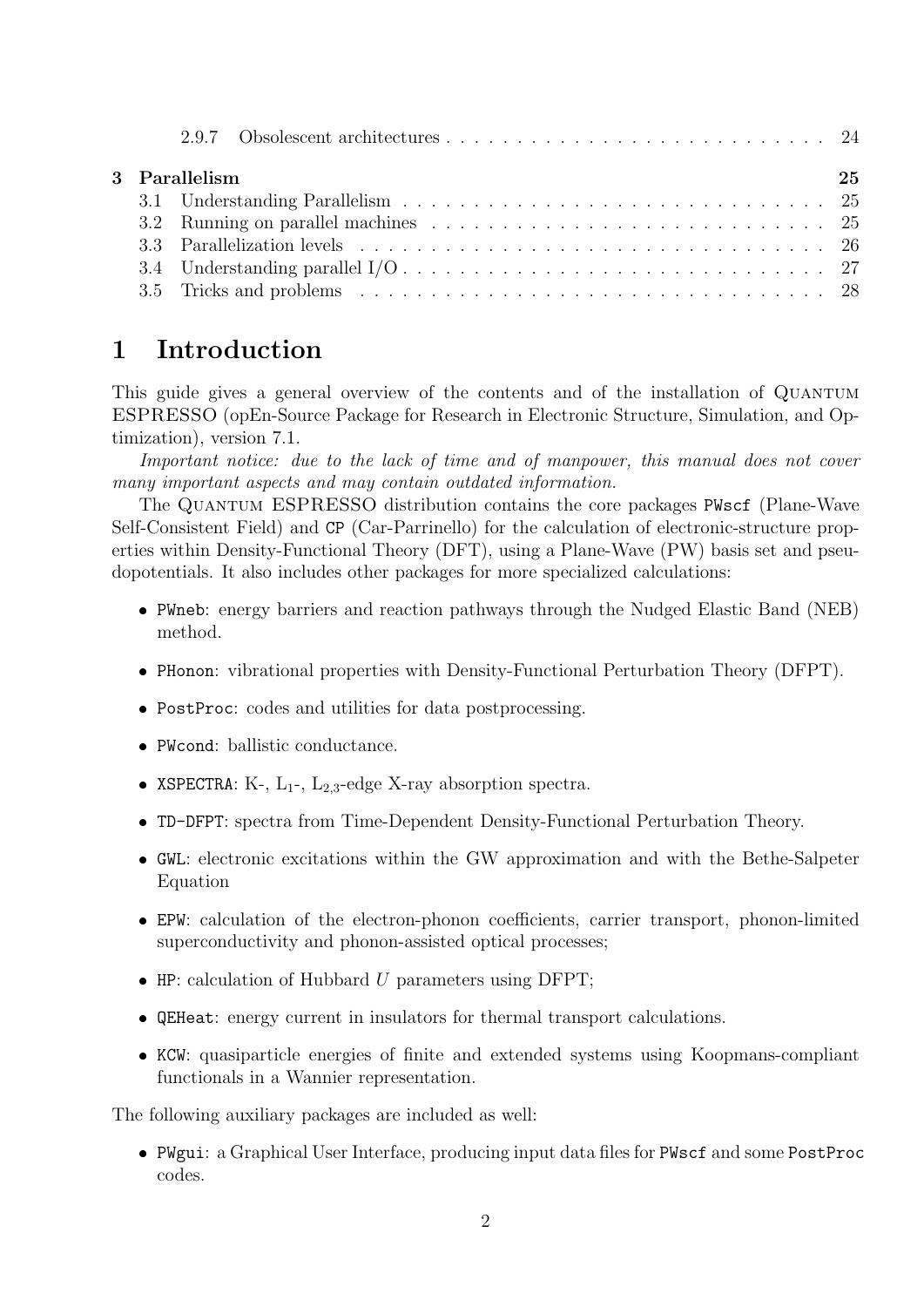2.9.7 Obsolescent architectures . . . . . . . . . . . . . . . . . . . . . . . . . . 24

**3 Parallelism** **25**

3.1 Understanding Parallelism . . . . . . . . . . . . . . . . . . . . . . . . . . . . 25
3.2 Running on parallel machines . . . . . . . . . . . . . . . . . . . . . . . . . . 25
3.3 Parallelization levels . . . . . . . . . . . . . . . . . . . . . . . . . . . . . . 26
3.4 Understanding parallel I/O . . . . . . . . . . . . . . . . . . . . . . . . . . . 27
3.5 Tricks and problems . . . . . . . . . . . . . . . . . . . . . . . . . . . . . . . 28

# 1 Introduction

This guide gives a general overview of the contents and of the installation of Quantum ESPRESSO (opEn-Source Package for Research in Electronic Structure, Simulation, and Optimization), version 7.1.

*Important notice: due to the lack of time and of manpower, this manual does not cover many important aspects and may contain outdated information.*

The Quantum ESPRESSO distribution contains the core packages `PWscf` (Plane-Wave Self-Consistent Field) and `CP` (Car-Parrinello) for the calculation of electronic-structure properties within Density-Functional Theory (DFT), using a Plane-Wave (PW) basis set and pseudopotentials. It also includes other packages for more specialized calculations:

- `PWneb`: energy barriers and reaction pathways through the Nudged Elastic Band (NEB) method.
- `PHonon`: vibrational properties with Density-Functional Perturbation Theory (DFPT).
- `PostProc`: codes and utilities for data postprocessing.
- `PWcond`: ballistic conductance.
- `XSPECTRA`: K-, $L_1$-, $L_{2,3}$-edge X-ray absorption spectra.
- `TD-DFPT`: spectra from Time-Dependent Density-Functional Perturbation Theory.
- `GWL`: electronic excitations within the GW approximation and with the Bethe-Salpeter Equation
- `EPW`: calculation of the electron-phonon coefficients, carrier transport, phonon-limited superconductivity and phonon-assisted optical processes;
- `HP`: calculation of Hubbard $U$ parameters using DFPT;
- `QEHeat`: energy current in insulators for thermal transport calculations.
- `KCW`: quasiparticle energies of finite and extended systems using Koopmans-compliant functionals in a Wannier representation.

The following auxiliary packages are included as well:

- `PWgui`: a Graphical User Interface, producing input data files for `PWscf` and some `PostProc` codes.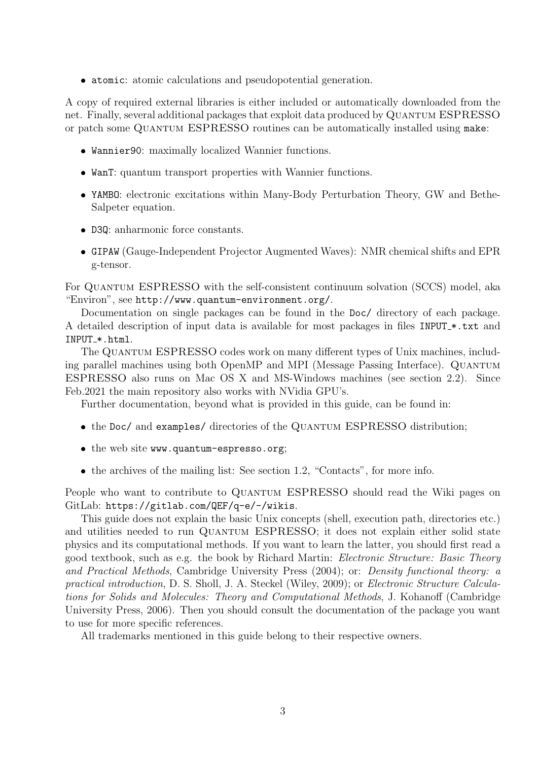- `atomic`: atomic calculations and pseudopotential generation.

A copy of required external libraries is either included or automatically downloaded from the net. Finally, several additional packages that exploit data produced by Quantum ESPRESSO or patch some Quantum ESPRESSO routines can be automatically installed using `make`:

- `Wannier90`: maximally localized Wannier functions.
- `WanT`: quantum transport properties with Wannier functions.
- `YAMBO`: electronic excitations within Many-Body Perturbation Theory, GW and Bethe-Salpeter equation.
- `D3Q`: anharmonic force constants.
- `GIPAW` (Gauge-Independent Projector Augmented Waves): NMR chemical shifts and EPR g-tensor.

For Quantum ESPRESSO with the self-consistent continuum solvation (SCCS) model, aka "Environ", see `http://www.quantum-environment.org/`.

Documentation on single packages can be found in the `Doc/` directory of each package. A detailed description of input data is available for most packages in files `INPUT_*.txt` and `INPUT_*.html`.

The Quantum ESPRESSO codes work on many different types of Unix machines, including parallel machines using both OpenMP and MPI (Message Passing Interface). Quantum ESPRESSO also runs on Mac OS X and MS-Windows machines (see section 2.2). Since Feb.2021 the main repository also works with NVidia GPU's.

Further documentation, beyond what is provided in this guide, can be found in:

- the `Doc/` and `examples/` directories of the Quantum ESPRESSO distribution;
- the web site `www.quantum-espresso.org`;
- the archives of the mailing list: See section 1.2, "Contacts", for more info.

People who want to contribute to Quantum ESPRESSO should read the Wiki pages on GitLab: `https://gitlab.com/QEF/q-e/-/wikis`.

This guide does not explain the basic Unix concepts (shell, execution path, directories etc.) and utilities needed to run Quantum ESPRESSO; it does not explain either solid state physics and its computational methods. If you want to learn the latter, you should first read a good textbook, such as e.g. the book by Richard Martin: *Electronic Structure: Basic Theory and Practical Methods*, Cambridge University Press (2004); or: *Density functional theory: a practical introduction*, D. S. Sholl, J. A. Steckel (Wiley, 2009); or *Electronic Structure Calculations for Solids and Molecules: Theory and Computational Methods*, J. Kohanoff (Cambridge University Press, 2006). Then you should consult the documentation of the package you want to use for more specific references.

All trademarks mentioned in this guide belong to their respective owners.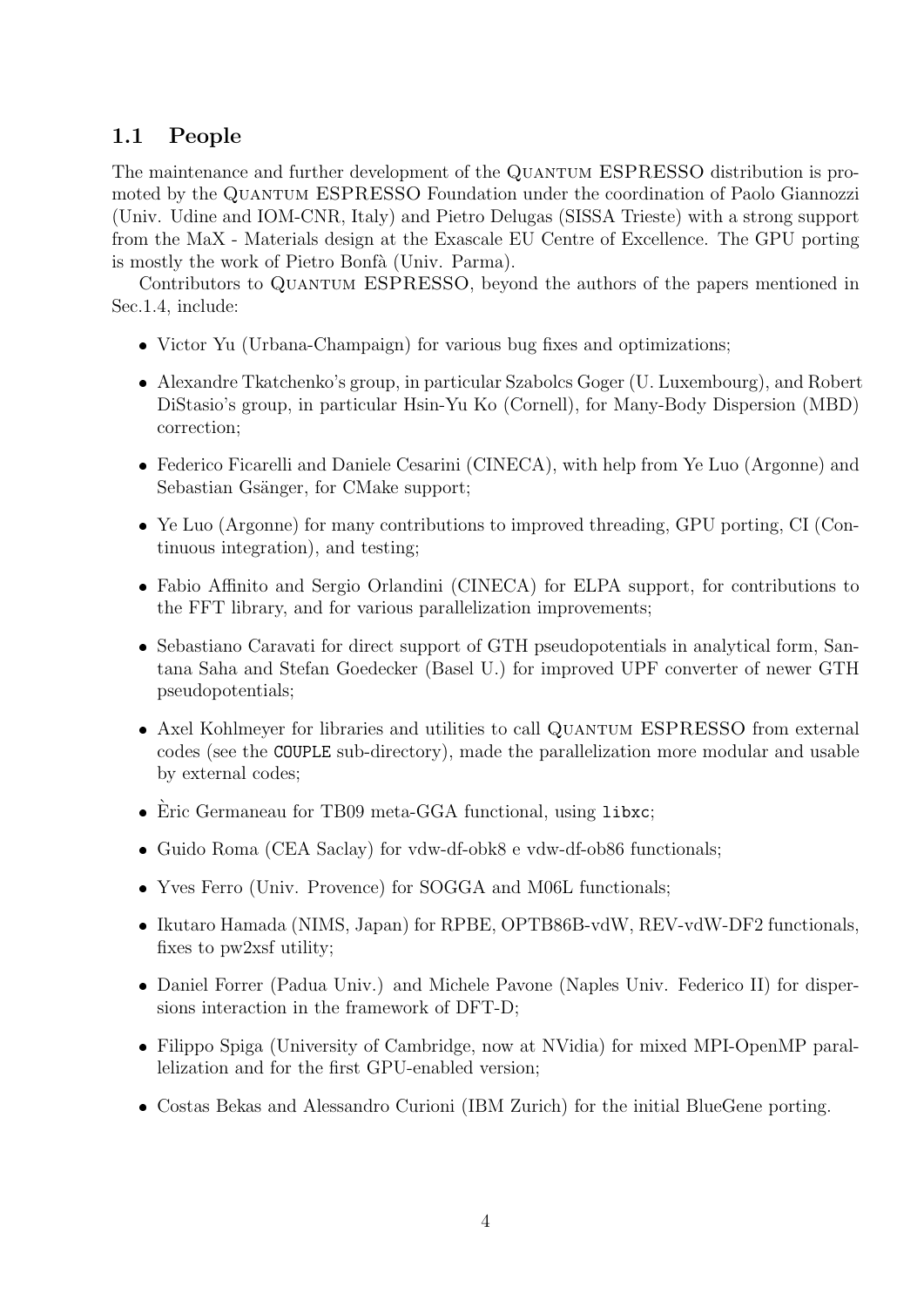## 1.1 People

The maintenance and further development of the Quantum ESPRESSO distribution is promoted by the Quantum ESPRESSO Foundation under the coordination of Paolo Giannozzi (Univ. Udine and IOM-CNR, Italy) and Pietro Delugas (SISSA Trieste) with a strong support from the MaX - Materials design at the Exascale EU Centre of Excellence. The GPU porting is mostly the work of Pietro Bonfà (Univ. Parma).

Contributors to Quantum ESPRESSO, beyond the authors of the papers mentioned in Sec.1.4, include:

- Victor Yu (Urbana-Champaign) for various bug fixes and optimizations;
- Alexandre Tkatchenko's group, in particular Szabolcs Goger (U. Luxembourg), and Robert DiStasio's group, in particular Hsin-Yu Ko (Cornell), for Many-Body Dispersion (MBD) correction;
- Federico Ficarelli and Daniele Cesarini (CINECA), with help from Ye Luo (Argonne) and Sebastian Gsänger, for CMake support;
- Ye Luo (Argonne) for many contributions to improved threading, GPU porting, CI (Continuous integration), and testing;
- Fabio Affinito and Sergio Orlandini (CINECA) for ELPA support, for contributions to the FFT library, and for various parallelization improvements;
- Sebastiano Caravati for direct support of GTH pseudopotentials in analytical form, Santana Saha and Stefan Goedecker (Basel U.) for improved UPF converter of newer GTH pseudopotentials;
- Axel Kohlmeyer for libraries and utilities to call Quantum ESPRESSO from external codes (see the `COUPLE` sub-directory), made the parallelization more modular and usable by external codes;
- Èric Germaneau for TB09 meta-GGA functional, using `libxc`;
- Guido Roma (CEA Saclay) for vdw-df-obk8 e vdw-df-ob86 functionals;
- Yves Ferro (Univ. Provence) for SOGGA and M06L functionals;
- Ikutaro Hamada (NIMS, Japan) for RPBE, OPTB86B-vdW, REV-vdW-DF2 functionals, fixes to pw2xsf utility;
- Daniel Forrer (Padua Univ.) and Michele Pavone (Naples Univ. Federico II) for dispersions interaction in the framework of DFT-D;
- Filippo Spiga (University of Cambridge, now at NVidia) for mixed MPI-OpenMP parallelization and for the first GPU-enabled version;
- Costas Bekas and Alessandro Curioni (IBM Zurich) for the initial BlueGene porting.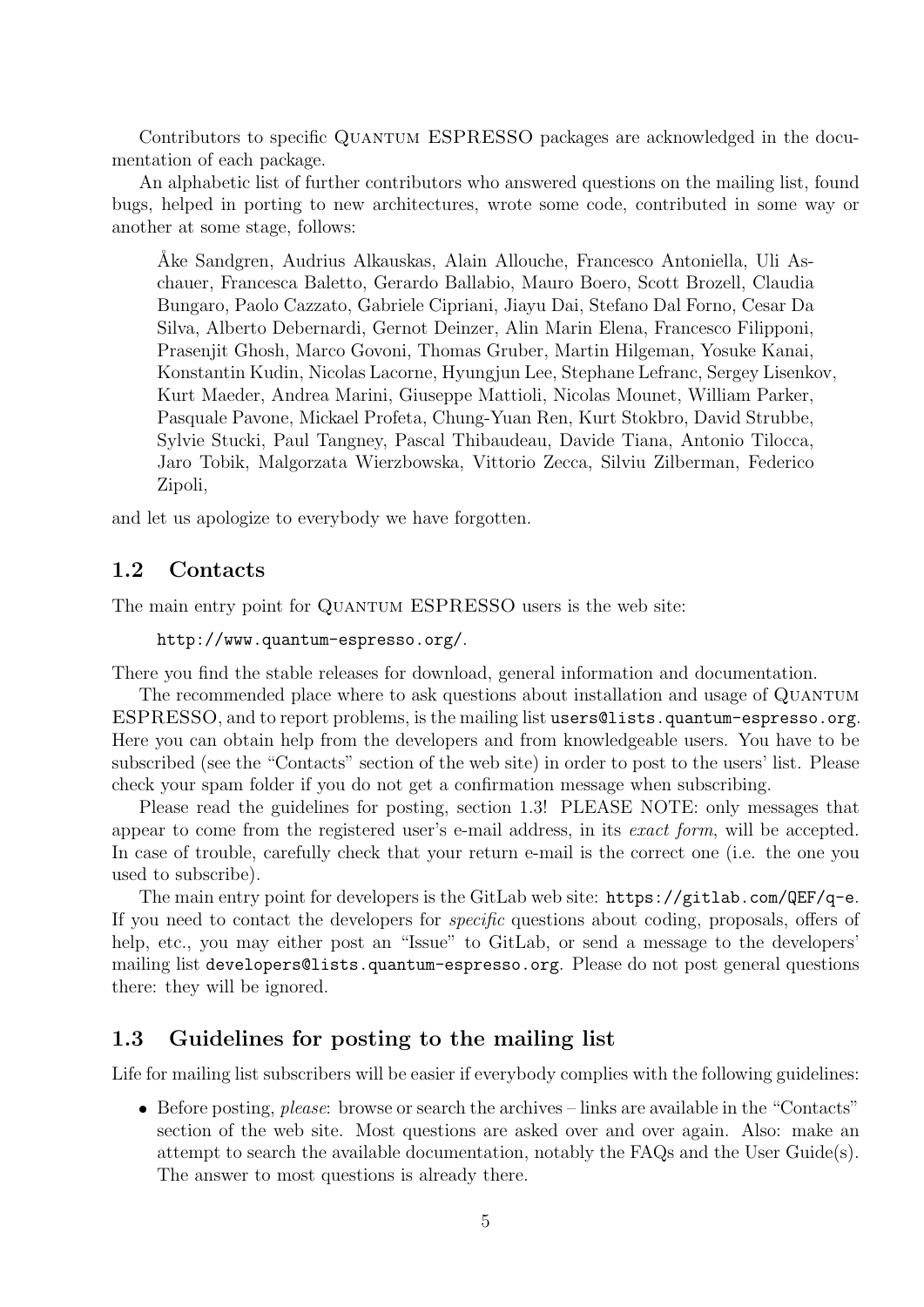Contributors to specific Quantum ESPRESSO packages are acknowledged in the documentation of each package.

An alphabetic list of further contributors who answered questions on the mailing list, found bugs, helped in porting to new architectures, wrote some code, contributed in some way or another at some stage, follows:

> Åke Sandgren, Audrius Alkauskas, Alain Allouche, Francesco Antoniella, Uli Aschauer, Francesca Baletto, Gerardo Ballabio, Mauro Boero, Scott Brozell, Claudia Bungaro, Paolo Cazzato, Gabriele Cipriani, Jiayu Dai, Stefano Dal Forno, Cesar Da Silva, Alberto Debernardi, Gernot Deinzer, Alin Marin Elena, Francesco Filipponi, Prasenjit Ghosh, Marco Govoni, Thomas Gruber, Martin Hilgeman, Yosuke Kanai, Konstantin Kudin, Nicolas Lacorne, Hyungjun Lee, Stephane Lefranc, Sergey Lisenkov, Kurt Maeder, Andrea Marini, Giuseppe Mattioli, Nicolas Mounet, William Parker, Pasquale Pavone, Mickael Profeta, Chung-Yuan Ren, Kurt Stokbro, David Strubbe, Sylvie Stucki, Paul Tangney, Pascal Thibaudeau, Davide Tiana, Antonio Tilocca, Jaro Tobik, Malgorzata Wierzbowska, Vittorio Zecca, Silviu Zilberman, Federico Zipoli,

and let us apologize to everybody we have forgotten.

## 1.2 Contacts

The main entry point for Quantum ESPRESSO users is the web site:

`http://www.quantum-espresso.org/`.

There you find the stable releases for download, general information and documentation.

The recommended place where to ask questions about installation and usage of Quantum ESPRESSO, and to report problems, is the mailing list `users@lists.quantum-espresso.org`. Here you can obtain help from the developers and from knowledgeable users. You have to be subscribed (see the "Contacts" section of the web site) in order to post to the users' list. Please check your spam folder if you do not get a confirmation message when subscribing.

Please read the guidelines for posting, section 1.3! PLEASE NOTE: only messages that appear to come from the registered user's e-mail address, in its *exact form*, will be accepted. In case of trouble, carefully check that your return e-mail is the correct one (i.e. the one you used to subscribe).

The main entry point for developers is the GitLab web site: `https://gitlab.com/QEF/q-e`. If you need to contact the developers for *specific* questions about coding, proposals, offers of help, etc., you may either post an "Issue" to GitLab, or send a message to the developers' mailing list `developers@lists.quantum-espresso.org`. Please do not post general questions there: they will be ignored.

## 1.3 Guidelines for posting to the mailing list

Life for mailing list subscribers will be easier if everybody complies with the following guidelines:

- Before posting, *please*: browse or search the archives – links are available in the "Contacts" section of the web site. Most questions are asked over and over again. Also: make an attempt to search the available documentation, notably the FAQs and the User Guide(s). The answer to most questions is already there.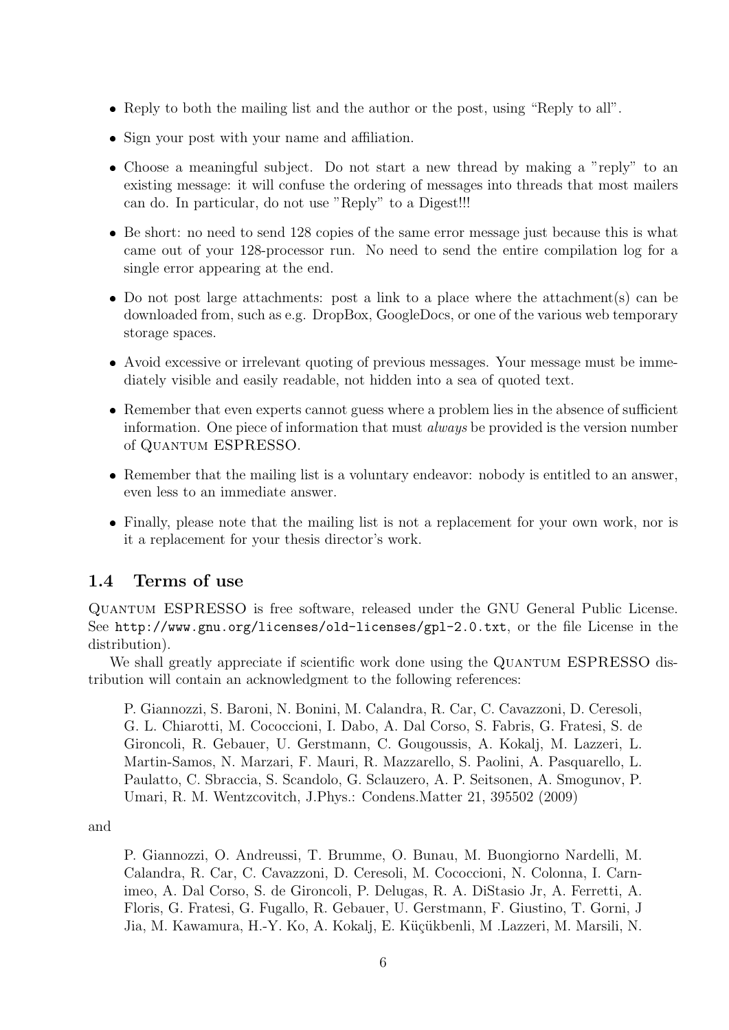- Reply to both the mailing list and the author or the post, using "Reply to all".
- Sign your post with your name and affiliation.
- Choose a meaningful subject. Do not start a new thread by making a "reply" to an existing message: it will confuse the ordering of messages into threads that most mailers can do. In particular, do not use "Reply" to a Digest!!!
- Be short: no need to send 128 copies of the same error message just because this is what came out of your 128-processor run. No need to send the entire compilation log for a single error appearing at the end.
- Do not post large attachments: post a link to a place where the attachment(s) can be downloaded from, such as e.g. DropBox, GoogleDocs, or one of the various web temporary storage spaces.
- Avoid excessive or irrelevant quoting of previous messages. Your message must be immediately visible and easily readable, not hidden into a sea of quoted text.
- Remember that even experts cannot guess where a problem lies in the absence of sufficient information. One piece of information that must *always* be provided is the version number of Quantum ESPRESSO.
- Remember that the mailing list is a voluntary endeavor: nobody is entitled to an answer, even less to an immediate answer.
- Finally, please note that the mailing list is not a replacement for your own work, nor is it a replacement for your thesis director's work.

## 1.4 Terms of use

Quantum ESPRESSO is free software, released under the GNU General Public License. See `http://www.gnu.org/licenses/old-licenses/gpl-2.0.txt`, or the file License in the distribution).

We shall greatly appreciate if scientific work done using the Quantum ESPRESSO distribution will contain an acknowledgment to the following references:

> P. Giannozzi, S. Baroni, N. Bonini, M. Calandra, R. Car, C. Cavazzoni, D. Ceresoli, G. L. Chiarotti, M. Cococcioni, I. Dabo, A. Dal Corso, S. Fabris, G. Fratesi, S. de Gironcoli, R. Gebauer, U. Gerstmann, C. Gougoussis, A. Kokalj, M. Lazzeri, L. Martin-Samos, N. Marzari, F. Mauri, R. Mazzarello, S. Paolini, A. Pasquarello, L. Paulatto, C. Sbraccia, S. Scandolo, G. Sclauzero, A. P. Seitsonen, A. Smogunov, P. Umari, R. M. Wentzcovitch, J.Phys.: Condens.Matter 21, 395502 (2009)

and

> P. Giannozzi, O. Andreussi, T. Brumme, O. Bunau, M. Buongiorno Nardelli, M. Calandra, R. Car, C. Cavazzoni, D. Ceresoli, M. Cococcioni, N. Colonna, I. Carnimeo, A. Dal Corso, S. de Gironcoli, P. Delugas, R. A. DiStasio Jr, A. Ferretti, A. Floris, G. Fratesi, G. Fugallo, R. Gebauer, U. Gerstmann, F. Giustino, T. Gorni, J Jia, M. Kawamura, H.-Y. Ko, A. Kokalj, E. Küçükbenli, M .Lazzeri, M. Marsili, N.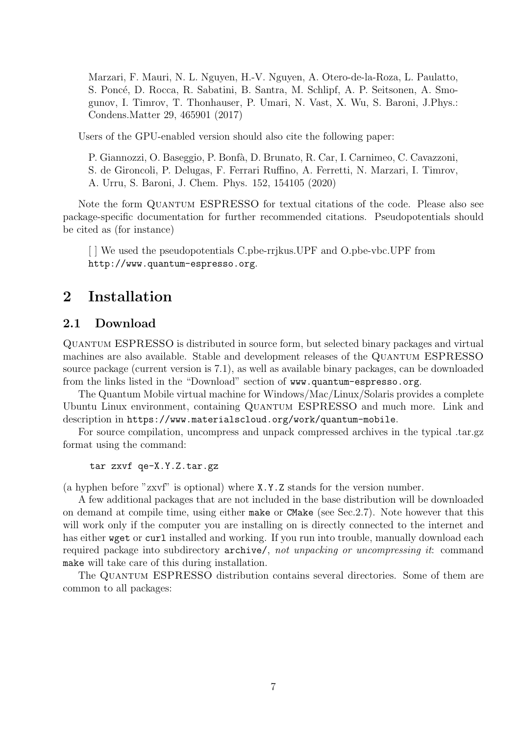Marzari, F. Mauri, N. L. Nguyen, H.-V. Nguyen, A. Otero-de-la-Roza, L. Paulatto, S. Poncé, D. Rocca, R. Sabatini, B. Santra, M. Schlipf, A. P. Seitsonen, A. Smogunov, I. Timrov, T. Thonhauser, P. Umari, N. Vast, X. Wu, S. Baroni, J.Phys.: Condens.Matter 29, 465901 (2017)

Users of the GPU-enabled version should also cite the following paper:

P. Giannozzi, O. Baseggio, P. Bonfà, D. Brunato, R. Car, I. Carnimeo, C. Cavazzoni, S. de Gironcoli, P. Delugas, F. Ferrari Ruffino, A. Ferretti, N. Marzari, I. Timrov, A. Urru, S. Baroni, J. Chem. Phys. 152, 154105 (2020)

Note the form Quantum ESPRESSO for textual citations of the code. Please also see package-specific documentation for further recommended citations. Pseudopotentials should be cited as (for instance)

[ ] We used the pseudopotentials C.pbe-rrjkus.UPF and O.pbe-vbc.UPF from `http://www.quantum-espresso.org`.

# 2 Installation

## 2.1 Download

Quantum ESPRESSO is distributed in source form, but selected binary packages and virtual machines are also available. Stable and development releases of the Quantum ESPRESSO source package (current version is 7.1), as well as available binary packages, can be downloaded from the links listed in the "Download" section of `www.quantum-espresso.org`.

The Quantum Mobile virtual machine for Windows/Mac/Linux/Solaris provides a complete Ubuntu Linux environment, containing Quantum ESPRESSO and much more. Link and description in `https://www.materialscloud.org/work/quantum-mobile`.

For source compilation, uncompress and unpack compressed archives in the typical .tar.gz format using the command:

```
tar zxvf qe-X.Y.Z.tar.gz
```

(a hyphen before "zxvf" is optional) where `X.Y.Z` stands for the version number.

A few additional packages that are not included in the base distribution will be downloaded on demand at compile time, using either `make` or `CMake` (see Sec.2.7). Note however that this will work only if the computer you are installing on is directly connected to the internet and has either `wget` or `curl` installed and working. If you run into trouble, manually download each required package into subdirectory `archive/`, *not unpacking or uncompressing it*: command `make` will take care of this during installation.

The Quantum ESPRESSO distribution contains several directories. Some of them are common to all packages: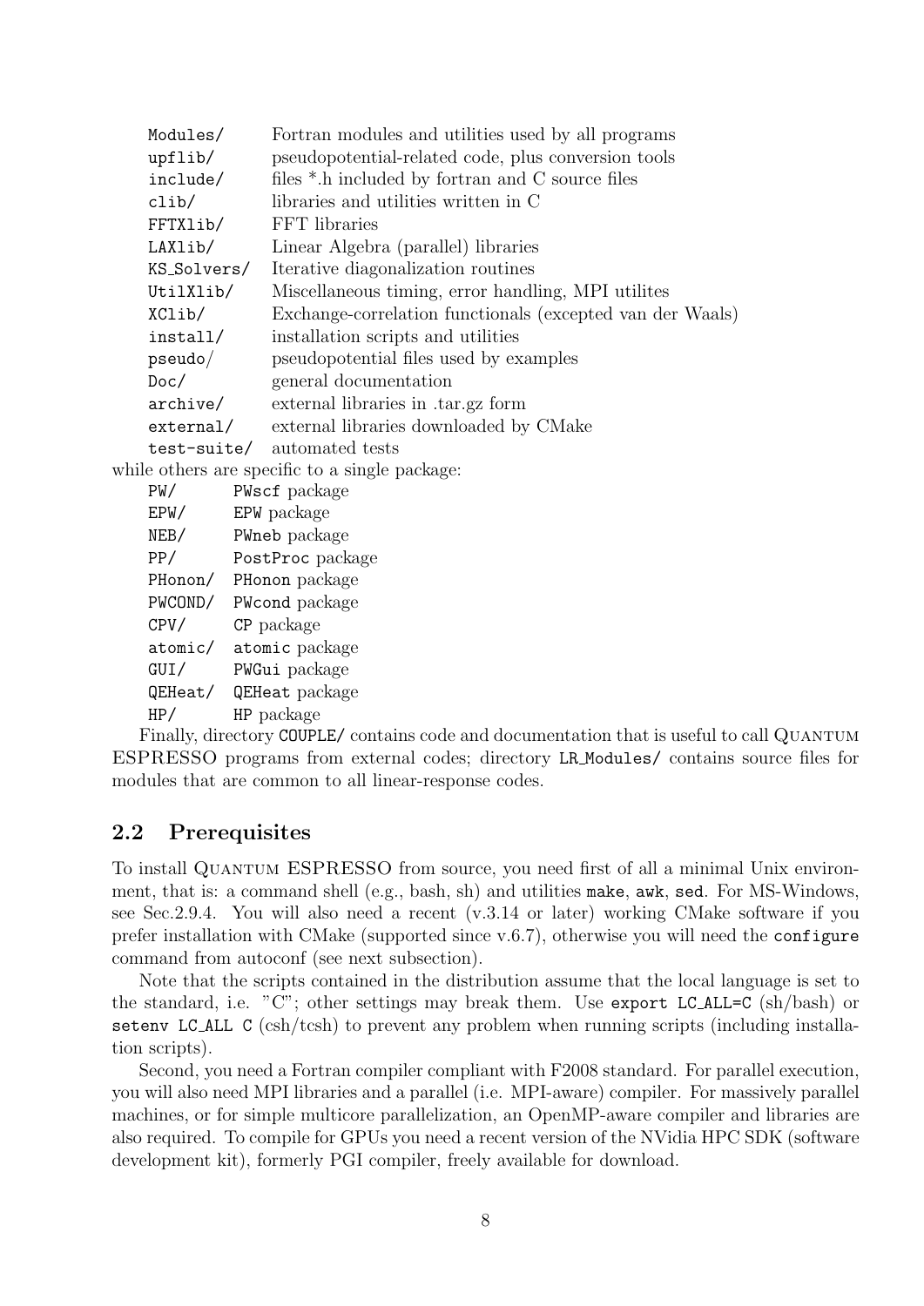| | |
|---|---|
| `Modules/` | Fortran modules and utilities used by all programs |
| `upflib/` | pseudopotential-related code, plus conversion tools |
| `include/` | files *.h included by fortran and C source files |
| `clib/` | libraries and utilities written in C |
| `FFTXlib/` | FFT libraries |
| `LAXlib/` | Linear Algebra (parallel) libraries |
| `KS_Solvers/` | Iterative diagonalization routines |
| `UtilXlib/` | Miscellaneous timing, error handling, MPI utilites |
| `XClib/` | Exchange-correlation functionals (excepted van der Waals) |
| `install/` | installation scripts and utilities |
| `pseudo/` | pseudopotential files used by examples |
| `Doc/` | general documentation |
| `archive/` | external libraries in .tar.gz form |
| `external/` | external libraries downloaded by CMake |
| `test-suite/` | automated tests |

while others are specific to a single package:

| | |
|---|---|
| `PW/` | `PWscf` package |
| `EPW/` | `EPW` package |
| `NEB/` | `PWneb` package |
| `PP/` | `PostProc` package |
| `PHonon/` | `PHonon` package |
| `PWCOND/` | `PWcond` package |
| `CPV/` | `CP` package |
| `atomic/` | `atomic` package |
| `GUI/` | `PWGui` package |
| `QEHeat/` | `QEHeat` package |
| `HP/` | `HP` package |

Finally, directory `COUPLE/` contains code and documentation that is useful to call Quantum ESPRESSO programs from external codes; directory `LR_Modules/` contains source files for modules that are common to all linear-response codes.

## 2.2 Prerequisites

To install Quantum ESPRESSO from source, you need first of all a minimal Unix environment, that is: a command shell (e.g., bash, sh) and utilities `make`, `awk`, `sed`. For MS-Windows, see Sec.2.9.4. You will also need a recent (v.3.14 or later) working CMake software if you prefer installation with CMake (supported since v.6.7), otherwise you will need the `configure` command from autoconf (see next subsection).

Note that the scripts contained in the distribution assume that the local language is set to the standard, i.e. "C"; other settings may break them. Use `export LC_ALL=C` (sh/bash) or `setenv LC_ALL C` (csh/tcsh) to prevent any problem when running scripts (including installation scripts).

Second, you need a Fortran compiler compliant with F2008 standard. For parallel execution, you will also need MPI libraries and a parallel (i.e. MPI-aware) compiler. For massively parallel machines, or for simple multicore parallelization, an OpenMP-aware compiler and libraries are also required. To compile for GPUs you need a recent version of the NVidia HPC SDK (software development kit), formerly PGI compiler, freely available for download.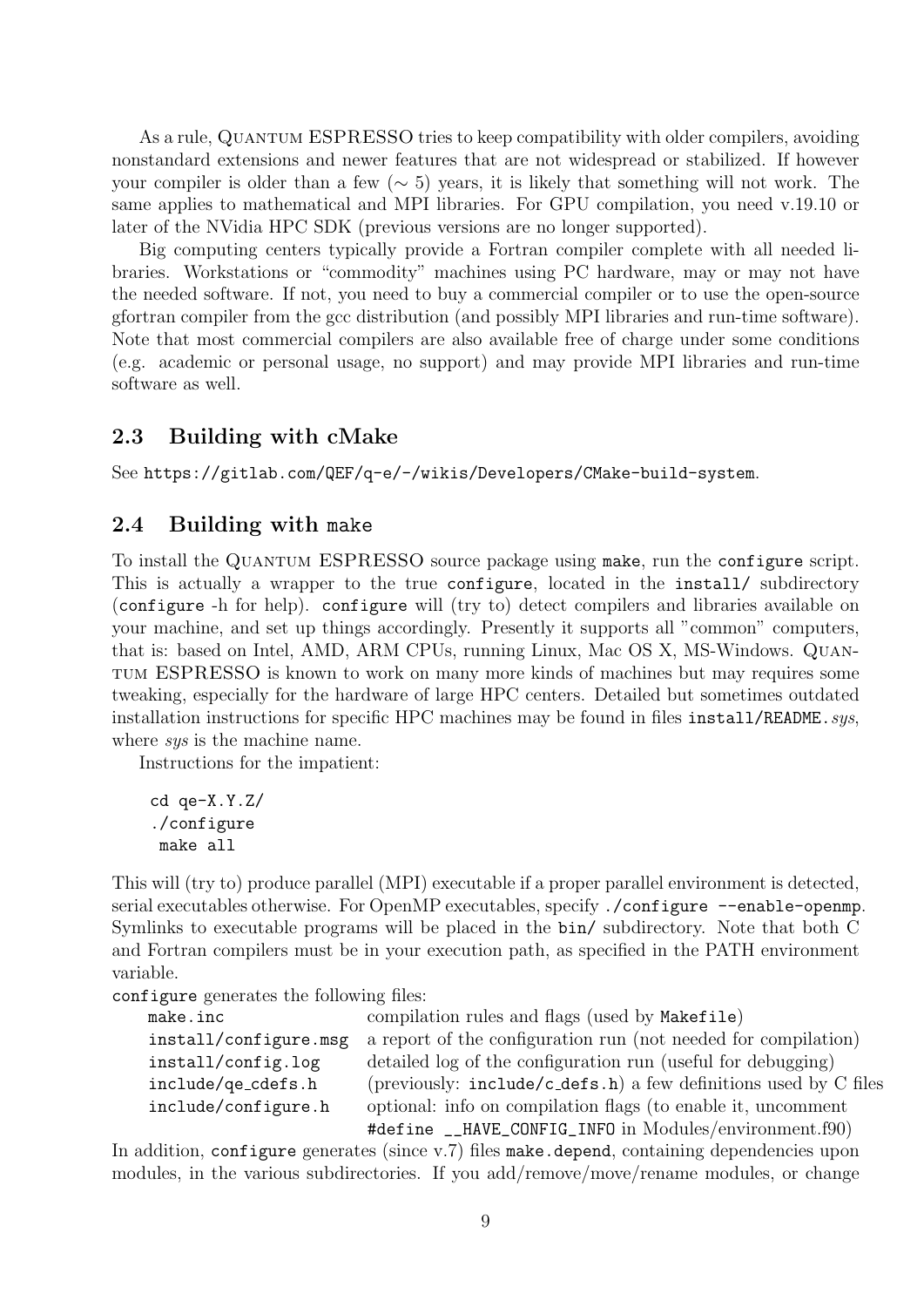As a rule, Quantum ESPRESSO tries to keep compatibility with older compilers, avoiding nonstandard extensions and newer features that are not widespread or stabilized. If however your compiler is older than a few ($\sim 5$) years, it is likely that something will not work. The same applies to mathematical and MPI libraries. For GPU compilation, you need v.19.10 or later of the NVidia HPC SDK (previous versions are no longer supported).

Big computing centers typically provide a Fortran compiler complete with all needed libraries. Workstations or "commodity" machines using PC hardware, may or may not have the needed software. If not, you need to buy a commercial compiler or to use the open-source gfortran compiler from the gcc distribution (and possibly MPI libraries and run-time software). Note that most commercial compilers are also available free of charge under some conditions (e.g. academic or personal usage, no support) and may provide MPI libraries and run-time software as well.

## 2.3 Building with cMake

See `https://gitlab.com/QEF/q-e/-/wikis/Developers/CMake-build-system`.

## 2.4 Building with make

To install the Quantum ESPRESSO source package using `make`, run the `configure` script. This is actually a wrapper to the true `configure`, located in the `install/` subdirectory (`configure` -h for help). `configure` will (try to) detect compilers and libraries available on your machine, and set up things accordingly. Presently it supports all "common" computers, that is: based on Intel, AMD, ARM CPUs, running Linux, Mac OS X, MS-Windows. Quantum ESPRESSO is known to work on many more kinds of machines but may requires some tweaking, especially for the hardware of large HPC centers. Detailed but sometimes outdated installation instructions for specific HPC machines may be found in files `install/README.`*sys*, where *sys* is the machine name.

Instructions for the impatient:

```
cd qe-X.Y.Z/
./configure
 make all
```

This will (try to) produce parallel (MPI) executable if a proper parallel environment is detected, serial executables otherwise. For OpenMP executables, specify `./configure --enable-openmp`. Symlinks to executable programs will be placed in the `bin/` subdirectory. Note that both C and Fortran compilers must be in your execution path, as specified in the PATH environment variable.

`configure` generates the following files:

| | |
|---|---|
| `make.inc` | compilation rules and flags (used by `Makefile`) |
| `install/configure.msg` | a report of the configuration run (not needed for compilation) |
| `install/config.log` | detailed log of the configuration run (useful for debugging) |
| `include/qe_cdefs.h` | (previously: `include/c_defs.h`) a few definitions used by C files |
| `include/configure.h` | optional: info on compilation flags (to enable it, uncomment `#define __HAVE_CONFIG_INFO` in Modules/environment.f90) |

In addition, `configure` generates (since v.7) files `make.depend`, containing dependencies upon modules, in the various subdirectories. If you add/remove/move/rename modules, or change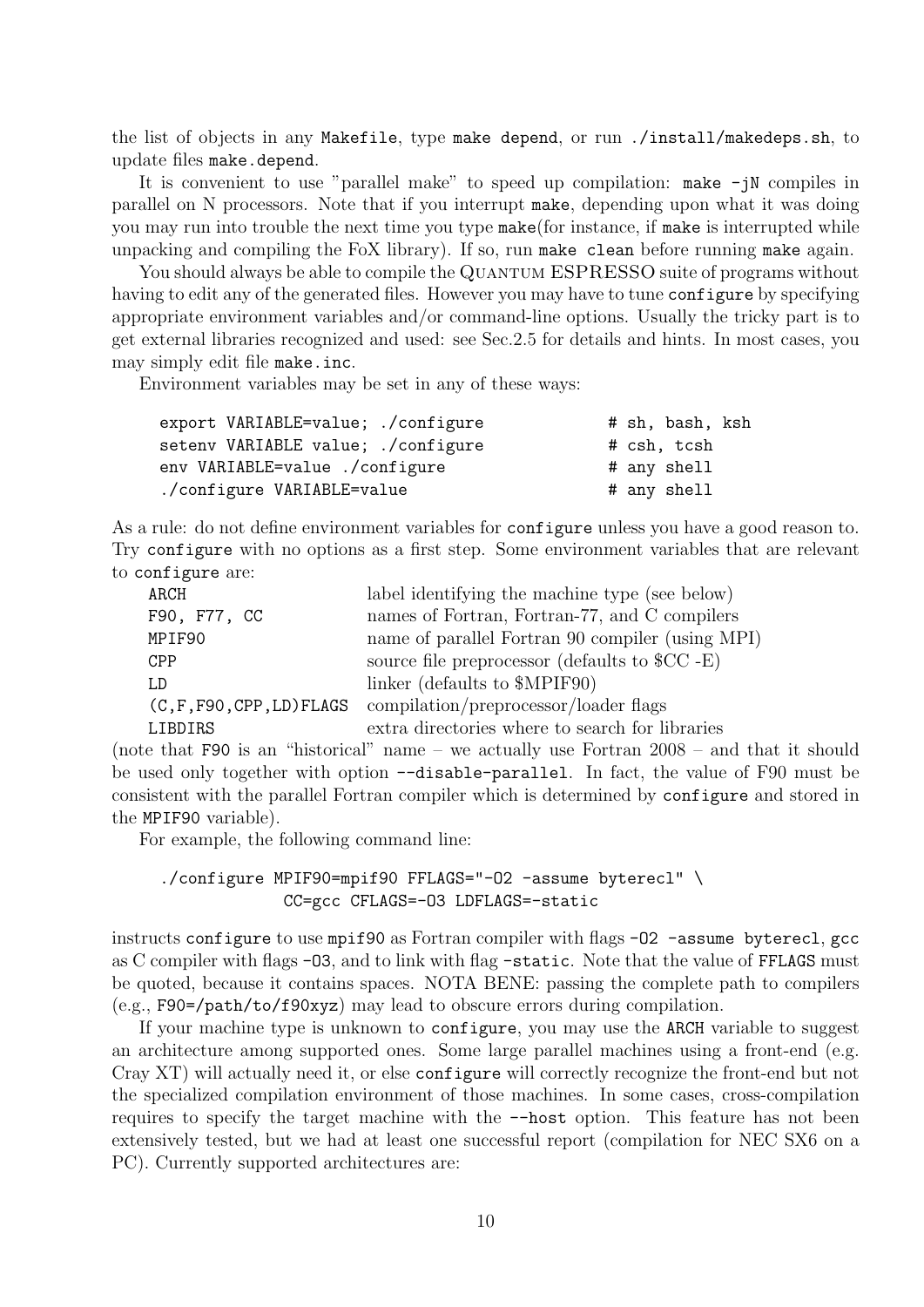the list of objects in any `Makefile`, type `make depend`, or run `./install/makedeps.sh`, to update files `make.depend`.

It is convenient to use "parallel make" to speed up compilation: `make -jN` compiles in parallel on N processors. Note that if you interrupt `make`, depending upon what it was doing you may run into trouble the next time you type `make`(for instance, if `make` is interrupted while unpacking and compiling the FoX library). If so, run `make clean` before running `make` again.

You should always be able to compile the Quantum ESPRESSO suite of programs without having to edit any of the generated files. However you may have to tune `configure` by specifying appropriate environment variables and/or command-line options. Usually the tricky part is to get external libraries recognized and used: see Sec.2.5 for details and hints. In most cases, you may simply edit file `make.inc`.

Environment variables may be set in any of these ways:

```
export VARIABLE=value; ./configure             # sh, bash, ksh
setenv VARIABLE value; ./configure             # csh, tcsh
env VARIABLE=value ./configure                 # any shell
./configure VARIABLE=value                     # any shell
```

As a rule: do not define environment variables for `configure` unless you have a good reason to. Try `configure` with no options as a first step. Some environment variables that are relevant to `configure` are:

| | |
|---|---|
| `ARCH` | label identifying the machine type (see below) |
| `F90, F77, CC` | names of Fortran, Fortran-77, and C compilers |
| `MPIF90` | name of parallel Fortran 90 compiler (using MPI) |
| `CPP` | source file preprocessor (defaults to $CC -E) |
| `LD` | linker (defaults to $MPIF90) |
| `(C,F,F90,CPP,LD)FLAGS` | compilation/preprocessor/loader flags |
| `LIBDIRS` | extra directories where to search for libraries |

(note that `F90` is an "historical" name – we actually use Fortran 2008 – and that it should be used only together with option `--disable-parallel`. In fact, the value of F90 must be consistent with the parallel Fortran compiler which is determined by `configure` and stored in the `MPIF90` variable).

For example, the following command line:

```
./configure MPIF90=mpif90 FFLAGS="-O2 -assume byterecl" \
            CC=gcc CFLAGS=-O3 LDFLAGS=-static
```

instructs `configure` to use `mpif90` as Fortran compiler with flags `-O2 -assume byterecl`, `gcc` as C compiler with flags `-O3`, and to link with flag `-static`. Note that the value of `FFLAGS` must be quoted, because it contains spaces. NOTA BENE: passing the complete path to compilers (e.g., `F90=/path/to/f90xyz`) may lead to obscure errors during compilation.

If your machine type is unknown to `configure`, you may use the `ARCH` variable to suggest an architecture among supported ones. Some large parallel machines using a front-end (e.g. Cray XT) will actually need it, or else `configure` will correctly recognize the front-end but not the specialized compilation environment of those machines. In some cases, cross-compilation requires to specify the target machine with the `--host` option. This feature has not been extensively tested, but we had at least one successful report (compilation for NEC SX6 on a PC). Currently supported architectures are: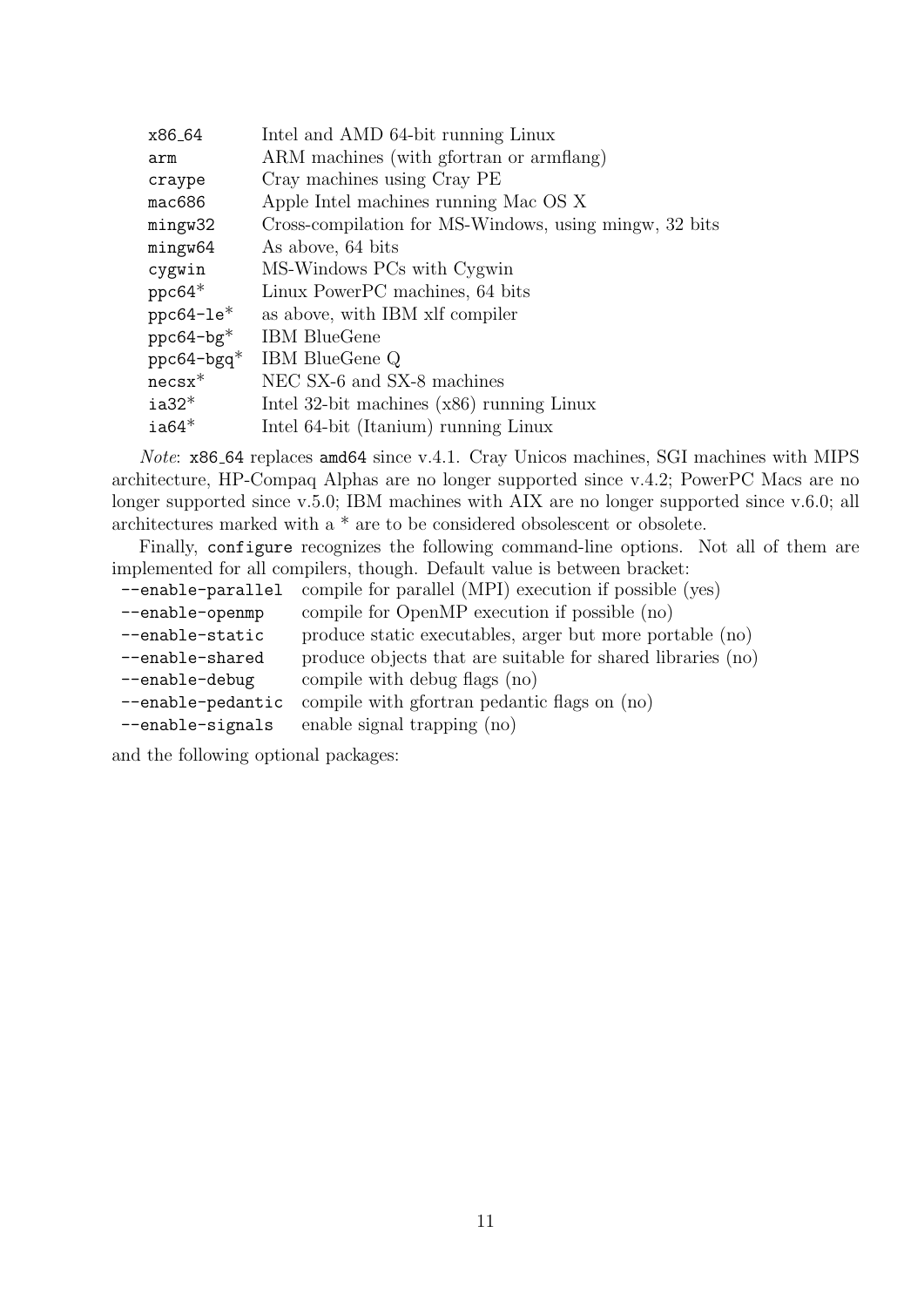| | |
|---|---|
| `x86_64` | Intel and AMD 64-bit running Linux |
| `arm` | ARM machines (with gfortran or armflang) |
| `craype` | Cray machines using Cray PE |
| `mac686` | Apple Intel machines running Mac OS X |
| `mingw32` | Cross-compilation for MS-Windows, using mingw, 32 bits |
| `mingw64` | As above, 64 bits |
| `cygwin` | MS-Windows PCs with Cygwin |
| `ppc64`* | Linux PowerPC machines, 64 bits |
| `ppc64-le`* | as above, with IBM xlf compiler |
| `ppc64-bg`* | IBM BlueGene |
| `ppc64-bgq`* | IBM BlueGene Q |
| `necsx`* | NEC SX-6 and SX-8 machines |
| `ia32`* | Intel 32-bit machines (x86) running Linux |
| `ia64`* | Intel 64-bit (Itanium) running Linux |

*Note*: `x86_64` replaces `amd64` since v.4.1. Cray Unicos machines, SGI machines with MIPS architecture, HP-Compaq Alphas are no longer supported since v.4.2; PowerPC Macs are no longer supported since v.5.0; IBM machines with AIX are no longer supported since v.6.0; all architectures marked with a * are to be considered obsolescent or obsolete.

Finally, `configure` recognizes the following command-line options. Not all of them are implemented for all compilers, though. Default value is between bracket:

| | |
|---|---|
| `--enable-parallel` | compile for parallel (MPI) execution if possible (yes) |
| `--enable-openmp` | compile for OpenMP execution if possible (no) |
| `--enable-static` | produce static executables, arger but more portable (no) |
| `--enable-shared` | produce objects that are suitable for shared libraries (no) |
| `--enable-debug` | compile with debug flags (no) |
| `--enable-pedantic` | compile with gfortran pedantic flags on (no) |
| `--enable-signals` | enable signal trapping (no) |

and the following optional packages: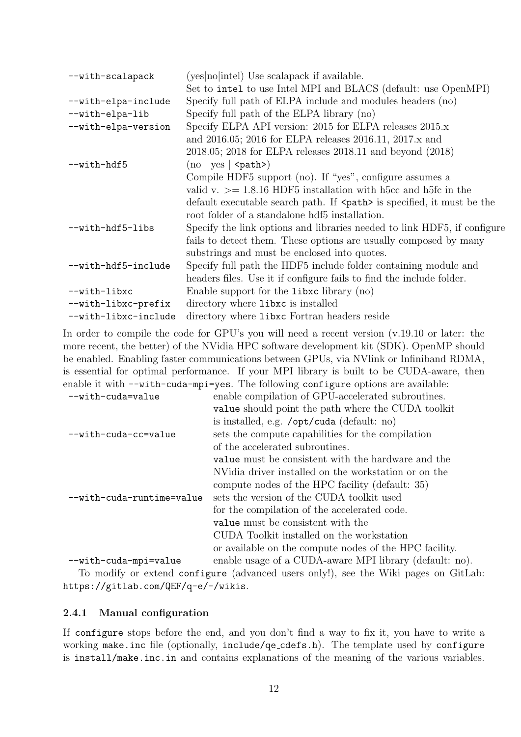| | |
|---|---|
| `--with-scalapack` | (yes\|no\|intel) Use scalapack if available. Set to `intel` to use Intel MPI and BLACS (default: use OpenMPI) |
| `--with-elpa-include` | Specify full path of ELPA include and modules headers (no) |
| `--with-elpa-lib` | Specify full path of the ELPA library (no) |
| `--with-elpa-version` | Specify ELPA API version: 2015 for ELPA releases 2015.x and 2016.05; 2016 for ELPA releases 2016.11, 2017.x and 2018.05; 2018 for ELPA releases 2018.11 and beyond (2018) |
| `--with-hdf5` | (no \| yes \| `<path>`) Compile HDF5 support (no). If "yes", configure assumes a valid v. >= 1.8.16 HDF5 installation with h5cc and h5fc in the default executable search path. If `<path>` is specified, it must be the root folder of a standalone hdf5 installation. |
| `--with-hdf5-libs` | Specify the link options and libraries needed to link HDF5, if configure fails to detect them. These options are usually composed by many substrings and must be enclosed into quotes. |
| `--with-hdf5-include` | Specify full path the HDF5 include folder containing module and headers files. Use it if configure fails to find the include folder. |
| `--with-libxc` | Enable support for the `libxc` library (no) |
| `--with-libxc-prefix` | directory where `libxc` is installed |
| `--with-libxc-include` | directory where `libxc` Fortran headers reside |

In order to compile the code for GPU's you will need a recent version (v.19.10 or later: the more recent, the better) of the NVidia HPC software development kit (SDK). OpenMP should be enabled. Enabling faster communications between GPUs, via NVlink or Infiniband RDMA, is essential for optimal performance. If your MPI library is built to be CUDA-aware, then enable it with `--with-cuda-mpi=yes`. The following `configure` options are available:

| | |
|---|---|
| `--with-cuda=value` | enable compilation of GPU-accelerated subroutines. `value` should point the path where the CUDA toolkit is installed, e.g. `/opt/cuda` (default: no) |
| `--with-cuda-cc=value` | sets the compute capabilities for the compilation of the accelerated subroutines. `value` must be consistent with the hardware and the NVidia driver installed on the workstation or on the compute nodes of the HPC facility (default: 35) |
| `--with-cuda-runtime=value` | sets the version of the CUDA toolkit used for the compilation of the accelerated code. `value` must be consistent with the CUDA Toolkit installed on the workstation or available on the compute nodes of the HPC facility. |
| `--with-cuda-mpi=value` | enable usage of a CUDA-aware MPI library (default: no). |

To modify or extend `configure` (advanced users only!), see the Wiki pages on GitLab: `https://gitlab.com/QEF/q-e/-/wikis`.

### 2.4.1 Manual configuration

If `configure` stops before the end, and you don't find a way to fix it, you have to write a working `make.inc` file (optionally, `include/qe_cdefs.h`). The template used by `configure` is `install/make.inc.in` and contains explanations of the meaning of the various variables.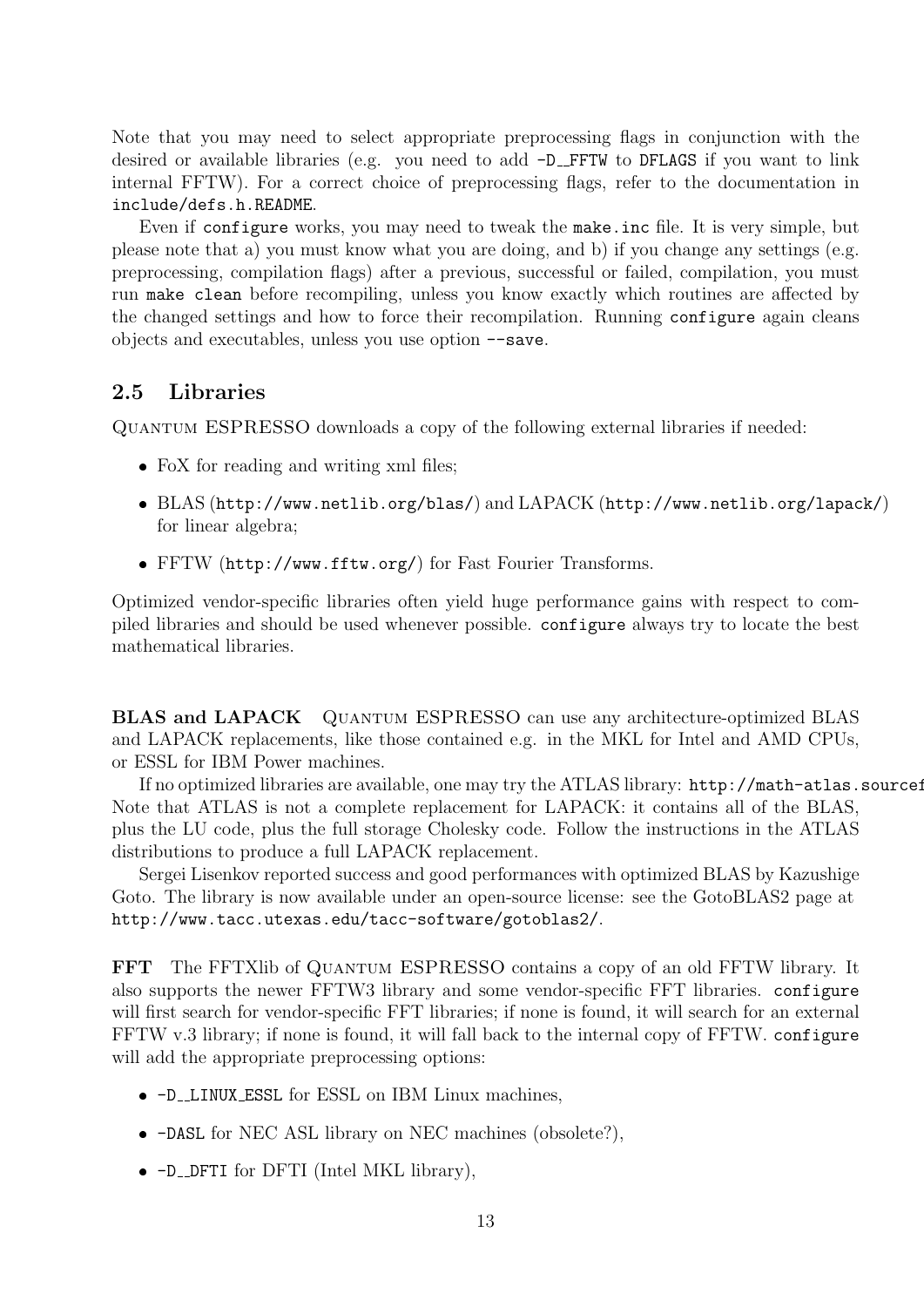Note that you may need to select appropriate preprocessing flags in conjunction with the desired or available libraries (e.g. you need to add `-D__FFTW` to `DFLAGS` if you want to link internal FFTW). For a correct choice of preprocessing flags, refer to the documentation in `include/defs.h.README`.

Even if `configure` works, you may need to tweak the `make.inc` file. It is very simple, but please note that a) you must know what you are doing, and b) if you change any settings (e.g. preprocessing, compilation flags) after a previous, successful or failed, compilation, you must run `make clean` before recompiling, unless you know exactly which routines are affected by the changed settings and how to force their recompilation. Running `configure` again cleans objects and executables, unless you use option `--save`.

## 2.5 Libraries

Quantum ESPRESSO downloads a copy of the following external libraries if needed:

- FoX for reading and writing xml files;
- BLAS (`http://www.netlib.org/blas/`) and LAPACK (`http://www.netlib.org/lapack/`) for linear algebra;
- FFTW (`http://www.fftw.org/`) for Fast Fourier Transforms.

Optimized vendor-specific libraries often yield huge performance gains with respect to compiled libraries and should be used whenever possible. `configure` always try to locate the best mathematical libraries.

**BLAS and LAPACK** Quantum ESPRESSO can use any architecture-optimized BLAS and LAPACK replacements, like those contained e.g. in the MKL for Intel and AMD CPUs, or ESSL for IBM Power machines.

If no optimized libraries are available, one may try the ATLAS library: `http://math-atlas.sourcef` Note that ATLAS is not a complete replacement for LAPACK: it contains all of the BLAS, plus the LU code, plus the full storage Cholesky code. Follow the instructions in the ATLAS distributions to produce a full LAPACK replacement.

Sergei Lisenkov reported success and good performances with optimized BLAS by Kazushige Goto. The library is now available under an open-source license: see the GotoBLAS2 page at `http://www.tacc.utexas.edu/tacc-software/gotoblas2/`.

**FFT** The FFTXlib of Quantum ESPRESSO contains a copy of an old FFTW library. It also supports the newer FFTW3 library and some vendor-specific FFT libraries. `configure` will first search for vendor-specific FFT libraries; if none is found, it will search for an external FFTW v.3 library; if none is found, it will fall back to the internal copy of FFTW. `configure` will add the appropriate preprocessing options:

- `-D__LINUX_ESSL` for ESSL on IBM Linux machines,
- `-DASL` for NEC ASL library on NEC machines (obsolete?),
- `-D__DFTI` for DFTI (Intel MKL library),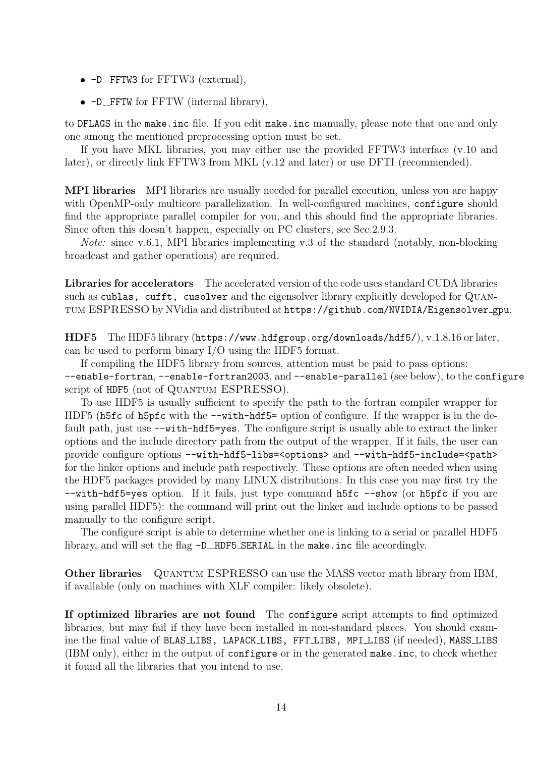- `-D__FFTW3` for FFTW3 (external),
- `-D__FFTW` for FFTW (internal library),

to `DFLAGS` in the `make.inc` file. If you edit `make.inc` manually, please note that one and only one among the mentioned preprocessing option must be set.

If you have MKL libraries, you may either use the provided FFTW3 interface (v.10 and later), or directly link FFTW3 from MKL (v.12 and later) or use DFTI (recommended).

**MPI libraries** MPI libraries are usually needed for parallel execution, unless you are happy with OpenMP-only multicore parallelization. In well-configured machines, `configure` should find the appropriate parallel compiler for you, and this should find the appropriate libraries. Since often this doesn't happen, especially on PC clusters, see Sec.2.9.3.

*Note:* since v.6.1, MPI libraries implementing v.3 of the standard (notably, non-blocking broadcast and gather operations) are required.

**Libraries for accelerators** The accelerated version of the code uses standard CUDA libraries such as `cublas, cufft, cusolver` and the eigensolver library explicitly developed for Quantum ESPRESSO by NVidia and distributed at `https://github.com/NVIDIA/Eigensolver_gpu`.

**HDF5** The HDF5 library (`https://www.hdfgroup.org/downloads/hdf5/`), v.1.8.16 or later, can be used to perform binary I/O using the HDF5 format.

If compiling the HDF5 library from sources, attention must be paid to pass options: `--enable-fortran`, `--enable-fortran2003`, and `--enable-parallel` (see below), to the `configure` script of `HDF5` (not of Quantum ESPRESSO).

To use HDF5 is usually sufficient to specify the path to the fortran compiler wrapper for HDF5 (`h5fc` of `h5pfc` with the `--with-hdf5=` option of configure. If the wrapper is in the default path, just use `--with-hdf5=yes`. The configure script is usually able to extract the linker options and the include directory path from the output of the wrapper. If it fails, the user can provide configure options `--with-hdf5-libs=<options>` and `--with-hdf5-include=<path>` for the linker options and include path respectively. These options are often needed when using the HDF5 packages provided by many LINUX distributions. In this case you may first try the `--with-hdf5=yes` option. If it fails, just type command `h5fc --show` (or `h5pfc` if you are using parallel HDF5): the command will print out the linker and include options to be passed manually to the configure script.

The configure script is able to determine whether one is linking to a serial or parallel HDF5 library, and will set the flag `-D__HDF5_SERIAL` in the `make.inc` file accordingly.

**Other libraries** Quantum ESPRESSO can use the MASS vector math library from IBM, if available (only on machines with XLF compiler: likely obsolete).

**If optimized libraries are not found** The `configure` script attempts to find optimized libraries, but may fail if they have been installed in non-standard places. You should examine the final value of `BLAS_LIBS, LAPACK_LIBS, FFT_LIBS, MPI_LIBS` (if needed), `MASS_LIBS` (IBM only), either in the output of `configure` or in the generated `make.inc`, to check whether it found all the libraries that you intend to use.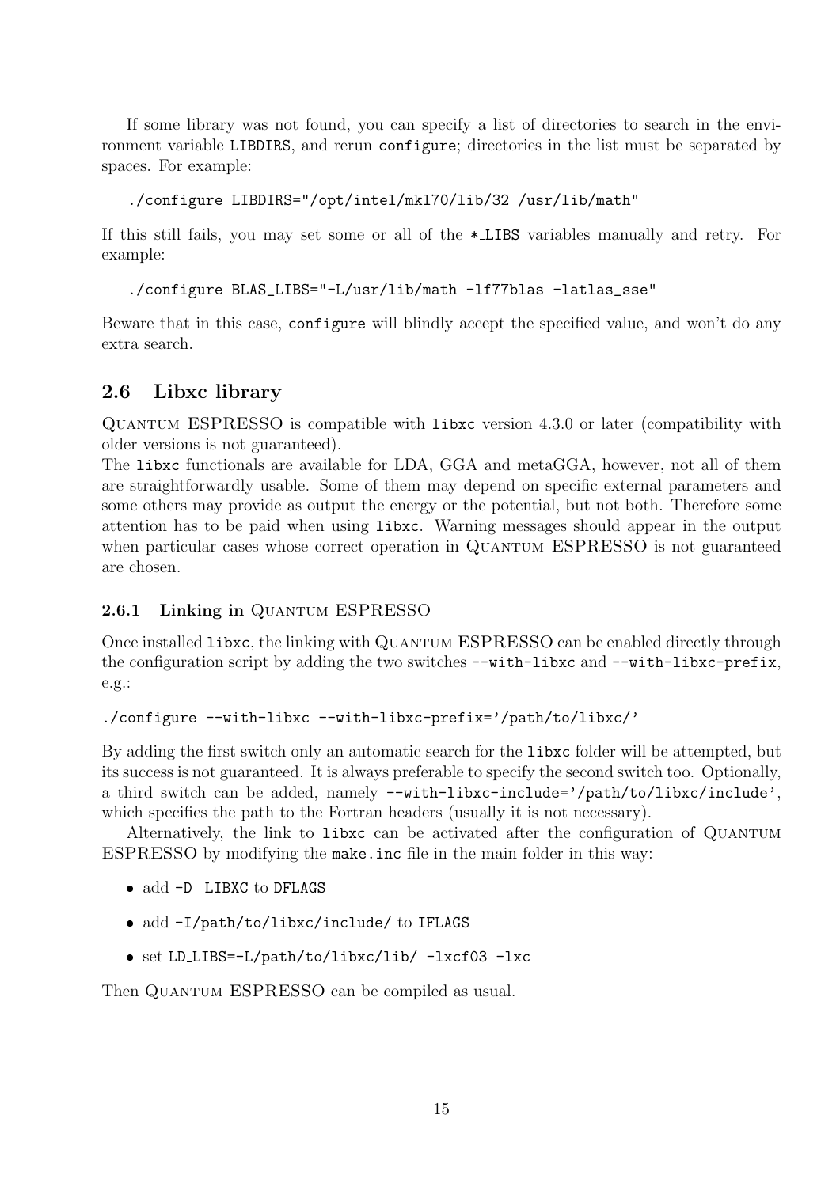If some library was not found, you can specify a list of directories to search in the environment variable LIBDIRS, and rerun configure; directories in the list must be separated by spaces. For example:

```
./configure LIBDIRS="/opt/intel/mkl70/lib/32 /usr/lib/math"
```

If this still fails, you may set some or all of the *_LIBS variables manually and retry. For example:

```
./configure BLAS_LIBS="-L/usr/lib/math -lf77blas -latlas_sse"
```

Beware that in this case, configure will blindly accept the specified value, and won't do any extra search.

## 2.6 Libxc library

Quantum ESPRESSO is compatible with libxc version 4.3.0 or later (compatibility with older versions is not guaranteed).

The libxc functionals are available for LDA, GGA and metaGGA, however, not all of them are straightforwardly usable. Some of them may depend on specific external parameters and some others may provide as output the energy or the potential, but not both. Therefore some attention has to be paid when using libxc. Warning messages should appear in the output when particular cases whose correct operation in Quantum ESPRESSO is not guaranteed are chosen.

### 2.6.1 Linking in Quantum ESPRESSO

Once installed libxc, the linking with Quantum ESPRESSO can be enabled directly through the configuration script by adding the two switches --with-libxc and --with-libxc-prefix, e.g.:

```
./configure --with-libxc --with-libxc-prefix='/path/to/libxc/'
```

By adding the first switch only an automatic search for the libxc folder will be attempted, but its success is not guaranteed. It is always preferable to specify the second switch too. Optionally, a third switch can be added, namely --with-libxc-include='/path/to/libxc/include', which specifies the path to the Fortran headers (usually it is not necessary).

Alternatively, the link to libxc can be activated after the configuration of Quantum ESPRESSO by modifying the make.inc file in the main folder in this way:

- add -D__LIBXC to DFLAGS
- add -I/path/to/libxc/include/ to IFLAGS
- set LD_LIBS=-L/path/to/libxc/lib/ -lxcf03 -lxc

Then Quantum ESPRESSO can be compiled as usual.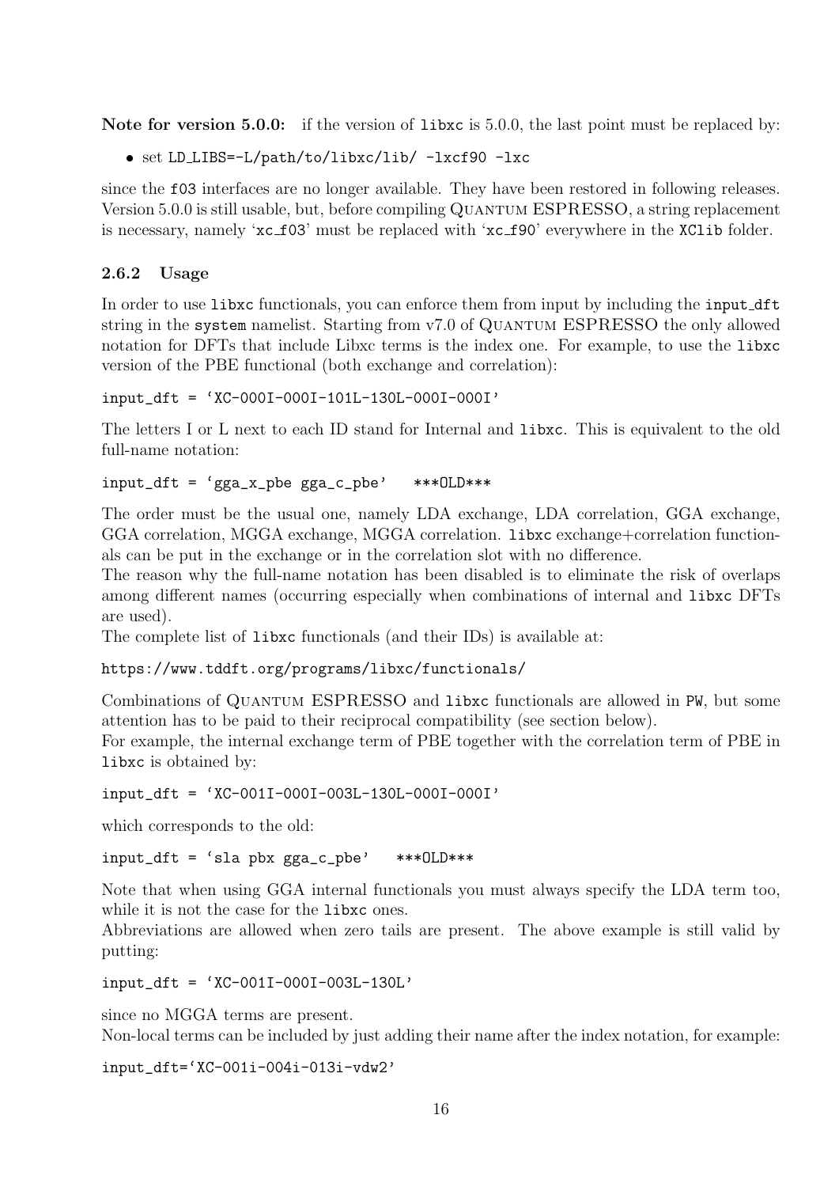**Note for version 5.0.0:** if the version of `libxc` is 5.0.0, the last point must be replaced by:

- set `LD_LIBS=-L/path/to/libxc/lib/ -lxcf90 -lxc`

since the `f03` interfaces are no longer available. They have been restored in following releases. Version 5.0.0 is still usable, but, before compiling Quantum ESPRESSO, a string replacement is necessary, namely '`xc_f03`' must be replaced with '`xc_f90`' everywhere in the `XClib` folder.

### 2.6.2 Usage

In order to use `libxc` functionals, you can enforce them from input by including the `input_dft` string in the `system` namelist. Starting from v7.0 of Quantum ESPRESSO the only allowed notation for DFTs that include Libxc terms is the index one. For example, to use the `libxc` version of the PBE functional (both exchange and correlation):

```
input_dft = 'XC-000I-000I-101L-130L-000I-000I'
```

The letters I or L next to each ID stand for Internal and `libxc`. This is equivalent to the old full-name notation:

```
input_dft = 'gga_x_pbe gga_c_pbe'   ***OLD***
```

The order must be the usual one, namely LDA exchange, LDA correlation, GGA exchange, GGA correlation, MGGA exchange, MGGA correlation. `libxc` exchange+correlation functionals can be put in the exchange or in the correlation slot with no difference.
The reason why the full-name notation has been disabled is to eliminate the risk of overlaps among different names (occurring especially when combinations of internal and `libxc` DFTs are used).
The complete list of `libxc` functionals (and their IDs) is available at:

```
https://www.tddft.org/programs/libxc/functionals/
```

Combinations of Quantum ESPRESSO and `libxc` functionals are allowed in `PW`, but some attention has to be paid to their reciprocal compatibility (see section below).
For example, the internal exchange term of PBE together with the correlation term of PBE in `libxc` is obtained by:

```
input_dft = 'XC-001I-000I-003L-130L-000I-000I'
```

which corresponds to the old:

```
input_dft = 'sla pbx gga_c_pbe'   ***OLD***
```

Note that when using GGA internal functionals you must always specify the LDA term too, while it is not the case for the `libxc` ones.
Abbreviations are allowed when zero tails are present. The above example is still valid by putting:

```
input_dft = 'XC-001I-000I-003L-130L'
```

since no MGGA terms are present.
Non-local terms can be included by just adding their name after the index notation, for example:

```
input_dft='XC-001i-004i-013i-vdw2'
```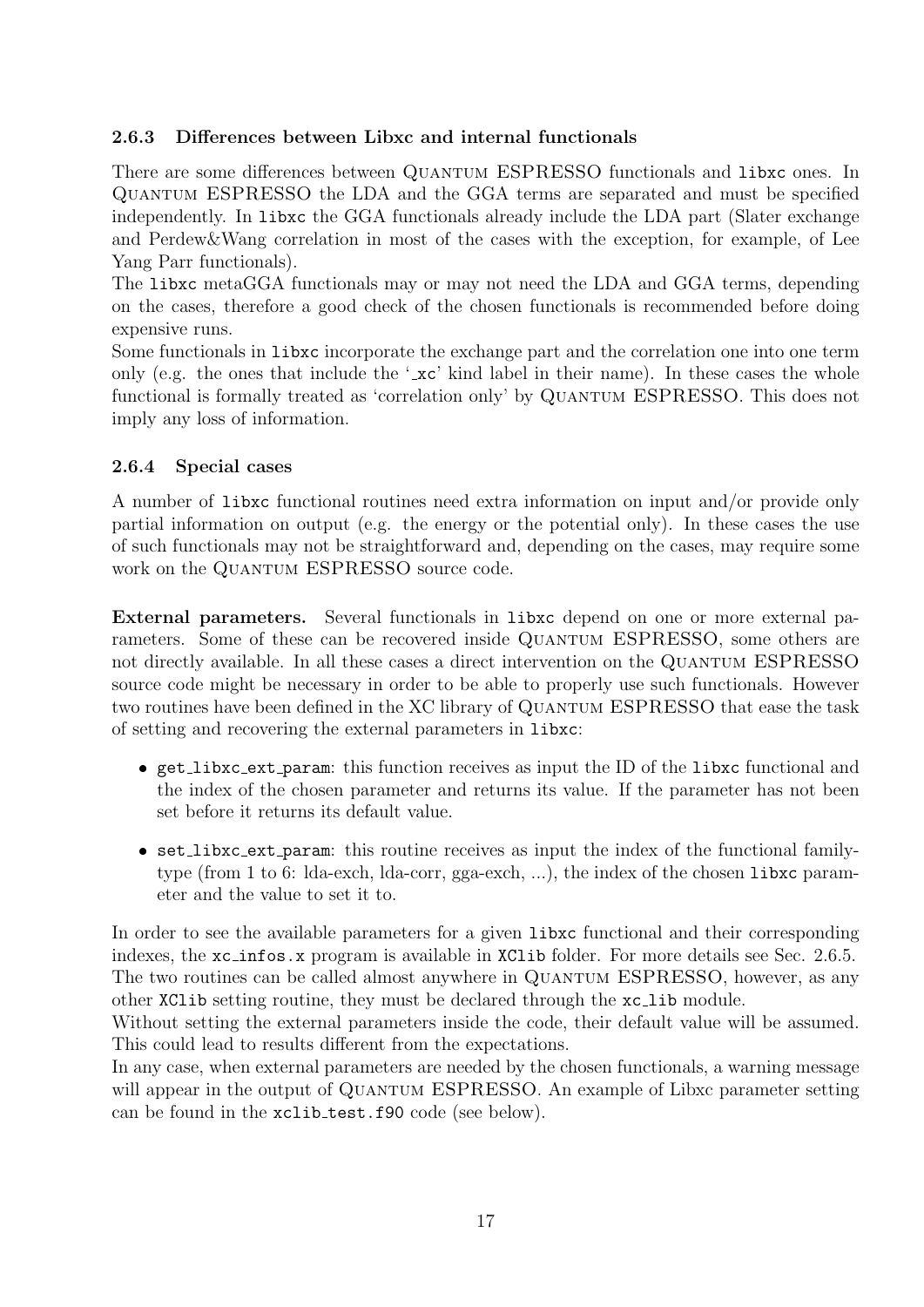### 2.6.3 Differences between Libxc and internal functionals

There are some differences between Quantum ESPRESSO functionals and `libxc` ones. In Quantum ESPRESSO the LDA and the GGA terms are separated and must be specified independently. In `libxc` the GGA functionals already include the LDA part (Slater exchange and Perdew&Wang correlation in most of the cases with the exception, for example, of Lee Yang Parr functionals).

The `libxc` metaGGA functionals may or may not need the LDA and GGA terms, depending on the cases, therefore a good check of the chosen functionals is recommended before doing expensive runs.

Some functionals in `libxc` incorporate the exchange part and the correlation one into one term only (e.g. the ones that include the '`_xc`' kind label in their name). In these cases the whole functional is formally treated as 'correlation only' by Quantum ESPRESSO. This does not imply any loss of information.

### 2.6.4 Special cases

A number of `libxc` functional routines need extra information on input and/or provide only partial information on output (e.g. the energy or the potential only). In these cases the use of such functionals may not be straightforward and, depending on the cases, may require some work on the Quantum ESPRESSO source code.

**External parameters.** Several functionals in `libxc` depend on one or more external parameters. Some of these can be recovered inside Quantum ESPRESSO, some others are not directly available. In all these cases a direct intervention on the Quantum ESPRESSO source code might be necessary in order to be able to properly use such functionals. However two routines have been defined in the XC library of Quantum ESPRESSO that ease the task of setting and recovering the external parameters in `libxc`:

- `get_libxc_ext_param`: this function receives as input the ID of the `libxc` functional and the index of the chosen parameter and returns its value. If the parameter has not been set before it returns its default value.
- `set_libxc_ext_param`: this routine receives as input the index of the functional family-type (from 1 to 6: lda-exch, lda-corr, gga-exch, ...), the index of the chosen `libxc` parameter and the value to set it to.

In order to see the available parameters for a given `libxc` functional and their corresponding indexes, the `xc_infos.x` program is available in `XClib` folder. For more details see Sec. 2.6.5. The two routines can be called almost anywhere in Quantum ESPRESSO, however, as any other `XClib` setting routine, they must be declared through the `xc_lib` module.

Without setting the external parameters inside the code, their default value will be assumed. This could lead to results different from the expectations.

In any case, when external parameters are needed by the chosen functionals, a warning message will appear in the output of Quantum ESPRESSO. An example of Libxc parameter setting can be found in the `xclib_test.f90` code (see below).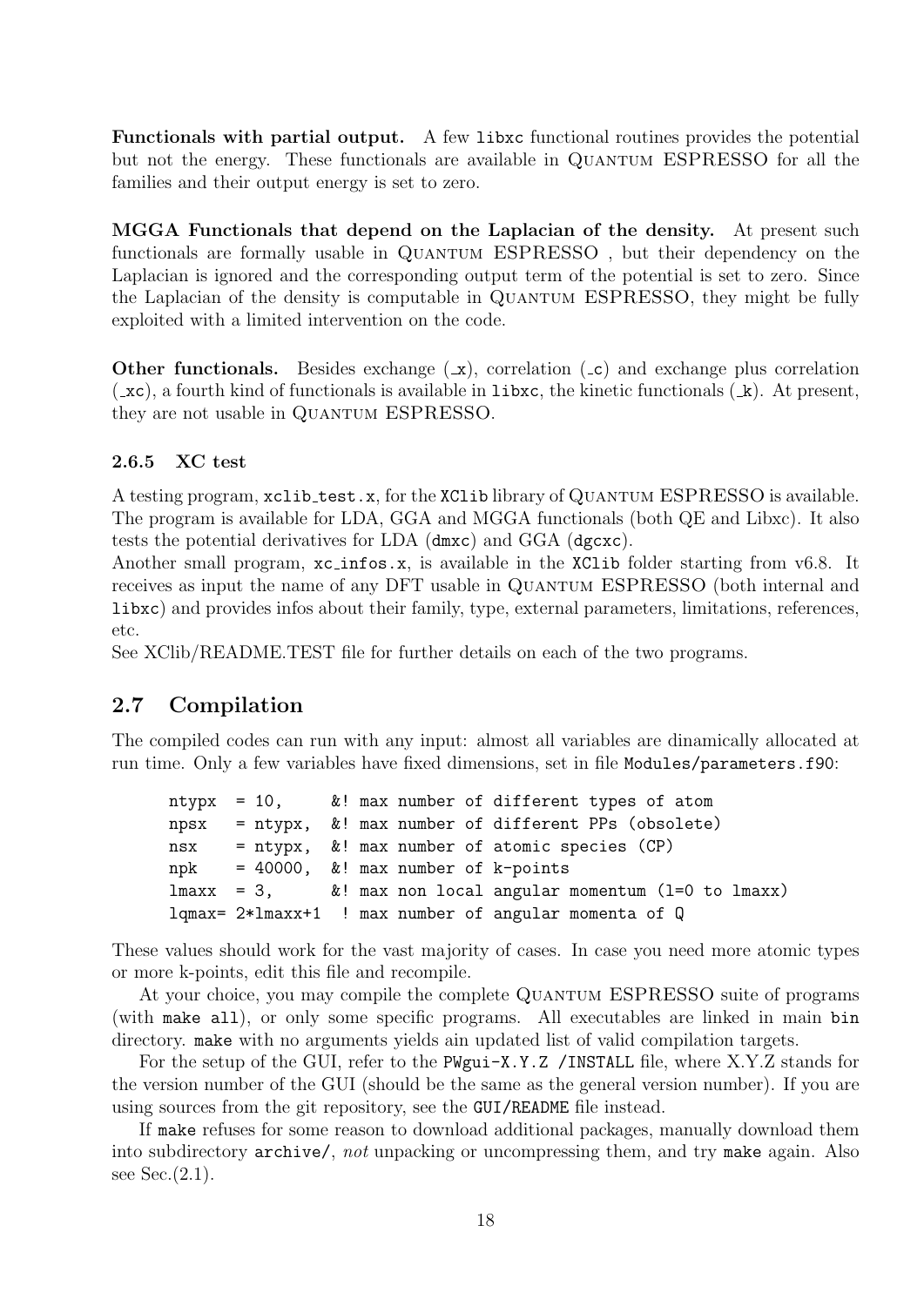**Functionals with partial output.** A few libxc functional routines provides the potential but not the energy. These functionals are available in QUANTUM ESPRESSO for all the families and their output energy is set to zero.

**MGGA Functionals that depend on the Laplacian of the density.** At present such functionals are formally usable in QUANTUM ESPRESSO , but their dependency on the Laplacian is ignored and the corresponding output term of the potential is set to zero. Since the Laplacian of the density is computable in QUANTUM ESPRESSO, they might be fully exploited with a limited intervention on the code.

**Other functionals.** Besides exchange (_x), correlation (_c) and exchange plus correlation (_xc), a fourth kind of functionals is available in libxc, the kinetic functionals (_k). At present, they are not usable in QUANTUM ESPRESSO.

### 2.6.5 XC test

A testing program, xclib_test.x, for the XClib library of QUANTUM ESPRESSO is available. The program is available for LDA, GGA and MGGA functionals (both QE and Libxc). It also tests the potential derivatives for LDA (dmxc) and GGA (dgcxc).
Another small program, xc_infos.x, is available in the XClib folder starting from v6.8. It receives as input the name of any DFT usable in QUANTUM ESPRESSO (both internal and libxc) and provides infos about their family, type, external parameters, limitations, references, etc.
See XClib/README.TEST file for further details on each of the two programs.

## 2.7 Compilation

The compiled codes can run with any input: almost all variables are dinamically allocated at run time. Only a few variables have fixed dimensions, set in file Modules/parameters.f90:

```
ntypx  = 10,     &! max number of different types of atom
npsx   = ntypx,  &! max number of different PPs (obsolete)
nsx    = ntypx,  &! max number of atomic species (CP)
npk    = 40000,  &! max number of k-points
lmaxx  = 3,      &! max non local angular momentum (l=0 to lmaxx)
lqmax= 2*lmaxx+1  ! max number of angular momenta of Q
```

These values should work for the vast majority of cases. In case you need more atomic types or more k-points, edit this file and recompile.

At your choice, you may compile the complete QUANTUM ESPRESSO suite of programs (with make all), or only some specific programs. All executables are linked in main bin directory. make with no arguments yields ain updated list of valid compilation targets.

For the setup of the GUI, refer to the PWgui-X.Y.Z /INSTALL file, where X.Y.Z stands for the version number of the GUI (should be the same as the general version number). If you are using sources from the git repository, see the GUI/README file instead.

If make refuses for some reason to download additional packages, manually download them into subdirectory archive/, *not* unpacking or uncompressing them, and try make again. Also see Sec.(2.1).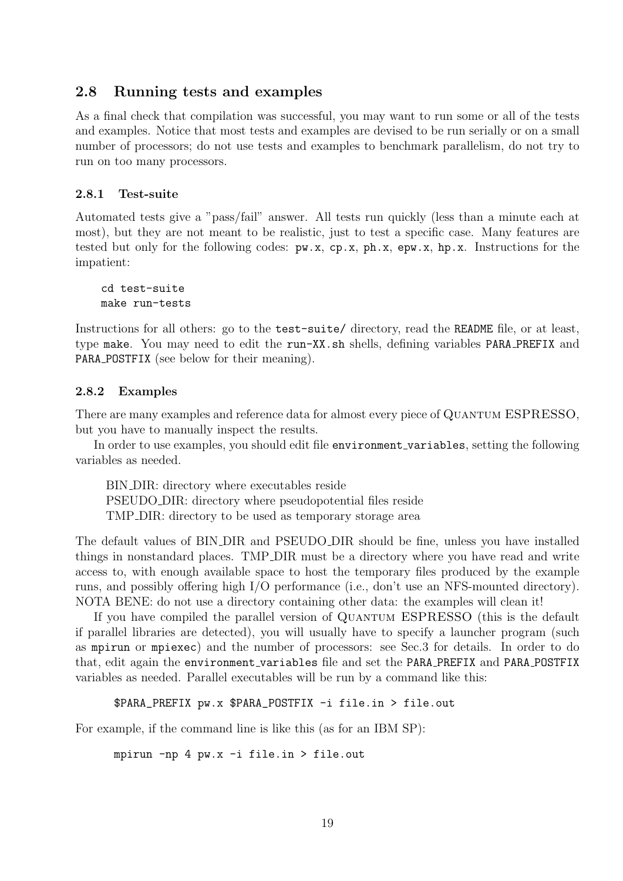## 2.8 Running tests and examples

As a final check that compilation was successful, you may want to run some or all of the tests and examples. Notice that most tests and examples are devised to be run serially or on a small number of processors; do not use tests and examples to benchmark parallelism, do not try to run on too many processors.

### 2.8.1 Test-suite

Automated tests give a "pass/fail" answer. All tests run quickly (less than a minute each at most), but they are not meant to be realistic, just to test a specific case. Many features are tested but only for the following codes: `pw.x`, `cp.x`, `ph.x`, `epw.x`, `hp.x`. Instructions for the impatient:

```
cd test-suite
make run-tests
```

Instructions for all others: go to the `test-suite/` directory, read the `README` file, or at least, type `make`. You may need to edit the `run-XX.sh` shells, defining variables `PARA_PREFIX` and `PARA_POSTFIX` (see below for their meaning).

### 2.8.2 Examples

There are many examples and reference data for almost every piece of Quantum ESPRESSO, but you have to manually inspect the results.

In order to use examples, you should edit file `environment_variables`, setting the following variables as needed.

BIN_DIR: directory where executables reside
PSEUDO_DIR: directory where pseudopotential files reside
TMP_DIR: directory to be used as temporary storage area

The default values of BIN_DIR and PSEUDO_DIR should be fine, unless you have installed things in nonstandard places. TMP_DIR must be a directory where you have read and write access to, with enough available space to host the temporary files produced by the example runs, and possibly offering high I/O performance (i.e., don't use an NFS-mounted directory). NOTA BENE: do not use a directory containing other data: the examples will clean it!

If you have compiled the parallel version of Quantum ESPRESSO (this is the default if parallel libraries are detected), you will usually have to specify a launcher program (such as `mpirun` or `mpiexec`) and the number of processors: see Sec.3 for details. In order to do that, edit again the `environment_variables` file and set the `PARA_PREFIX` and `PARA_POSTFIX` variables as needed. Parallel executables will be run by a command like this:

```
$PARA_PREFIX pw.x $PARA_POSTFIX -i file.in > file.out
```

For example, if the command line is like this (as for an IBM SP):

```
mpirun -np 4 pw.x -i file.in > file.out
```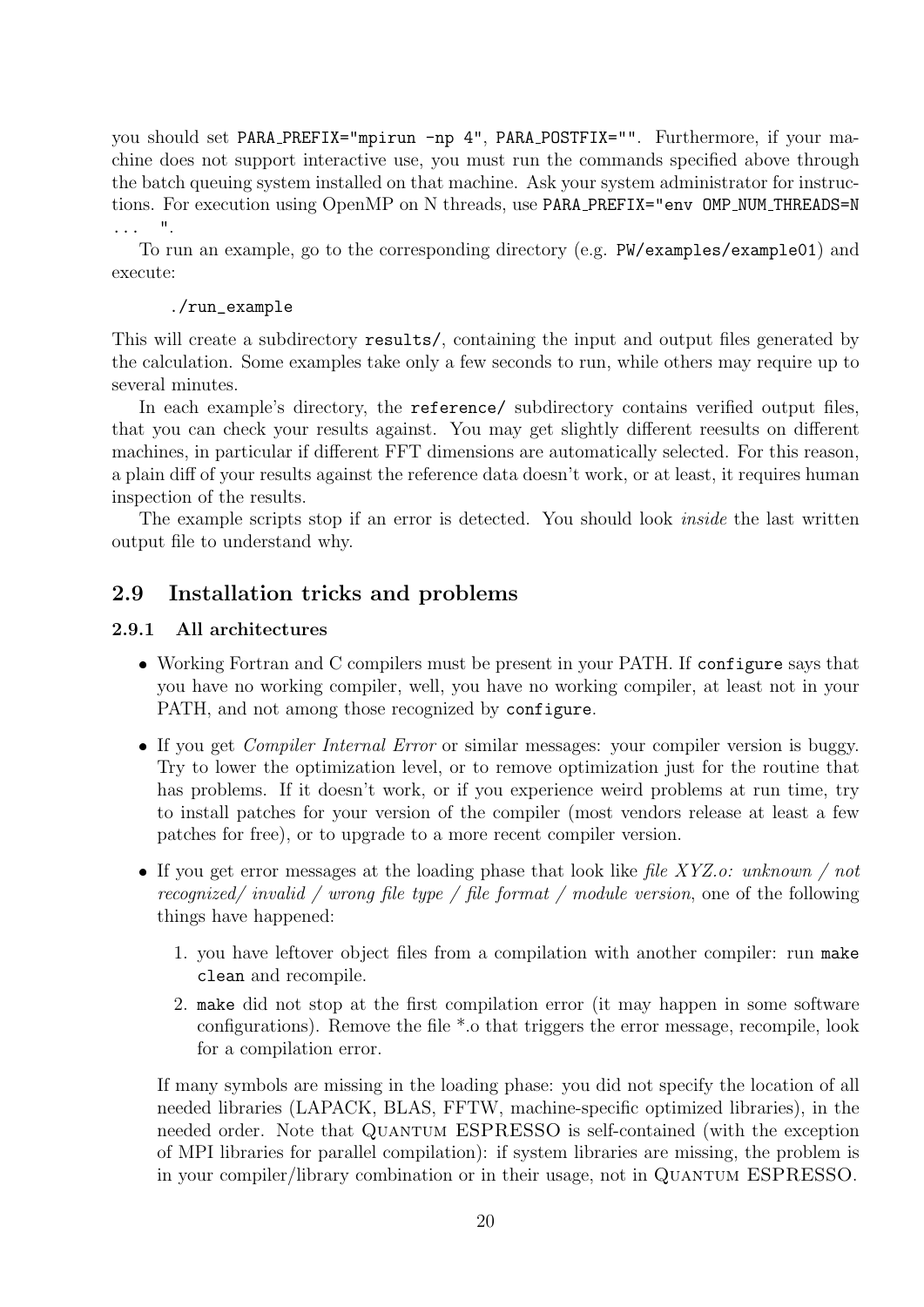you should set `PARA_PREFIX="mpirun -np 4"`, `PARA_POSTFIX=""`. Furthermore, if your machine does not support interactive use, you must run the commands specified above through the batch queuing system installed on that machine. Ask your system administrator for instructions. For execution using OpenMP on N threads, use `PARA_PREFIX="env OMP_NUM_THREADS=N ... "`.

To run an example, go to the corresponding directory (e.g. `PW/examples/example01`) and execute:

```
./run_example
```

This will create a subdirectory `results/`, containing the input and output files generated by the calculation. Some examples take only a few seconds to run, while others may require up to several minutes.

In each example's directory, the `reference/` subdirectory contains verified output files, that you can check your results against. You may get slightly different reesults on different machines, in particular if different FFT dimensions are automatically selected. For this reason, a plain diff of your results against the reference data doesn't work, or at least, it requires human inspection of the results.

The example scripts stop if an error is detected. You should look *inside* the last written output file to understand why.

## 2.9 Installation tricks and problems

### 2.9.1 All architectures

- Working Fortran and C compilers must be present in your PATH. If `configure` says that you have no working compiler, well, you have no working compiler, at least not in your PATH, and not among those recognized by `configure`.
- If you get *Compiler Internal Error* or similar messages: your compiler version is buggy. Try to lower the optimization level, or to remove optimization just for the routine that has problems. If it doesn't work, or if you experience weird problems at run time, try to install patches for your version of the compiler (most vendors release at least a few patches for free), or to upgrade to a more recent compiler version.
- If you get error messages at the loading phase that look like *file XYZ.o: unknown / not recognized/ invalid / wrong file type / file format / module version*, one of the following things have happened:
  1. you have leftover object files from a compilation with another compiler: run `make clean` and recompile.
  2. `make` did not stop at the first compilation error (it may happen in some software configurations). Remove the file *.o that triggers the error message, recompile, look for a compilation error.

  If many symbols are missing in the loading phase: you did not specify the location of all needed libraries (LAPACK, BLAS, FFTW, machine-specific optimized libraries), in the needed order. Note that Quantum ESPRESSO is self-contained (with the exception of MPI libraries for parallel compilation): if system libraries are missing, the problem is in your compiler/library combination or in their usage, not in Quantum ESPRESSO.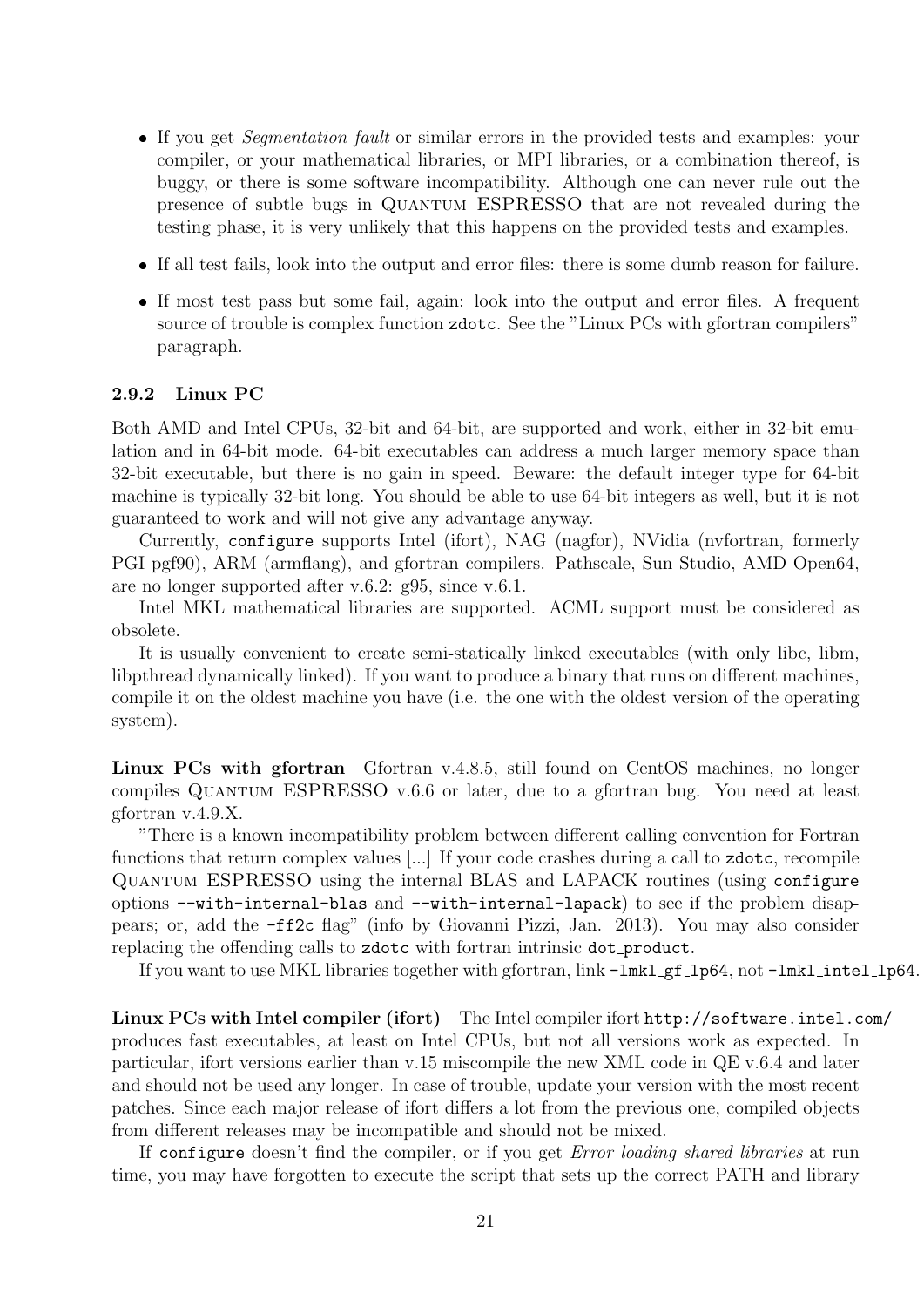- If you get *Segmentation fault* or similar errors in the provided tests and examples: your compiler, or your mathematical libraries, or MPI libraries, or a combination thereof, is buggy, or there is some software incompatibility. Although one can never rule out the presence of subtle bugs in Quantum ESPRESSO that are not revealed during the testing phase, it is very unlikely that this happens on the provided tests and examples.
- If all test fails, look into the output and error files: there is some dumb reason for failure.
- If most test pass but some fail, again: look into the output and error files. A frequent source of trouble is complex function `zdotc`. See the "Linux PCs with gfortran compilers" paragraph.

### 2.9.2 Linux PC

Both AMD and Intel CPUs, 32-bit and 64-bit, are supported and work, either in 32-bit emulation and in 64-bit mode. 64-bit executables can address a much larger memory space than 32-bit executable, but there is no gain in speed. Beware: the default integer type for 64-bit machine is typically 32-bit long. You should be able to use 64-bit integers as well, but it is not guaranteed to work and will not give any advantage anyway.

Currently, `configure` supports Intel (ifort), NAG (nagfor), NVidia (nvfortran, formerly PGI pgf90), ARM (armflang), and gfortran compilers. Pathscale, Sun Studio, AMD Open64, are no longer supported after v.6.2: g95, since v.6.1.

Intel MKL mathematical libraries are supported. ACML support must be considered as obsolete.

It is usually convenient to create semi-statically linked executables (with only libc, libm, libpthread dynamically linked). If you want to produce a binary that runs on different machines, compile it on the oldest machine you have (i.e. the one with the oldest version of the operating system).

**Linux PCs with gfortran** Gfortran v.4.8.5, still found on CentOS machines, no longer compiles Quantum ESPRESSO v.6.6 or later, due to a gfortran bug. You need at least gfortran v.4.9.X.

"There is a known incompatibility problem between different calling convention for Fortran functions that return complex values [...] If your code crashes during a call to `zdotc`, recompile Quantum ESPRESSO using the internal BLAS and LAPACK routines (using `configure` options `--with-internal-blas` and `--with-internal-lapack`) to see if the problem disappears; or, add the `-ff2c` flag" (info by Giovanni Pizzi, Jan. 2013). You may also consider replacing the offending calls to `zdotc` with fortran intrinsic `dot_product`.

If you want to use MKL libraries together with gfortran, link `-lmkl_gf_lp64`, not `-lmkl_intel_lp64`.

**Linux PCs with Intel compiler (ifort)** The Intel compiler ifort `http://software.intel.com/` produces fast executables, at least on Intel CPUs, but not all versions work as expected. In particular, ifort versions earlier than v.15 miscompile the new XML code in QE v.6.4 and later and should not be used any longer. In case of trouble, update your version with the most recent patches. Since each major release of ifort differs a lot from the previous one, compiled objects from different releases may be incompatible and should not be mixed.

If `configure` doesn't find the compiler, or if you get *Error loading shared libraries* at run time, you may have forgotten to execute the script that sets up the correct PATH and library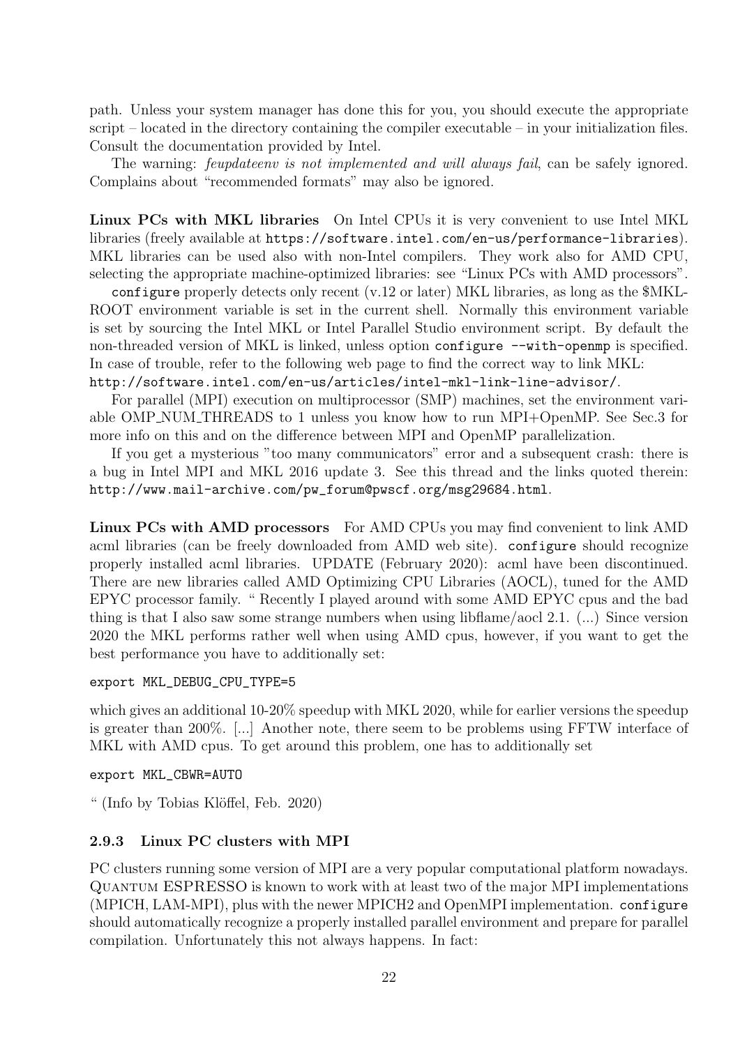path. Unless your system manager has done this for you, you should execute the appropriate script – located in the directory containing the compiler executable – in your initialization files. Consult the documentation provided by Intel.

The warning: *feupdateenv is not implemented and will always fail*, can be safely ignored. Complains about "recommended formats" may also be ignored.

**Linux PCs with MKL libraries** On Intel CPUs it is very convenient to use Intel MKL libraries (freely available at `https://software.intel.com/en-us/performance-libraries`). MKL libraries can be used also with non-Intel compilers. They work also for AMD CPU, selecting the appropriate machine-optimized libraries: see "Linux PCs with AMD processors".

`configure` properly detects only recent (v.12 or later) MKL libraries, as long as the $MKL-ROOT environment variable is set in the current shell. Normally this environment variable is set by sourcing the Intel MKL or Intel Parallel Studio environment script. By default the non-threaded version of MKL is linked, unless option `configure --with-openmp` is specified. In case of trouble, refer to the following web page to find the correct way to link MKL: `http://software.intel.com/en-us/articles/intel-mkl-link-line-advisor/`.

For parallel (MPI) execution on multiprocessor (SMP) machines, set the environment variable OMP_NUM_THREADS to 1 unless you know how to run MPI+OpenMP. See Sec.3 for more info on this and on the difference between MPI and OpenMP parallelization.

If you get a mysterious "too many communicators" error and a subsequent crash: there is a bug in Intel MPI and MKL 2016 update 3. See this thread and the links quoted therein: `http://www.mail-archive.com/pw_forum@pwscf.org/msg29684.html`.

**Linux PCs with AMD processors** For AMD CPUs you may find convenient to link AMD acml libraries (can be freely downloaded from AMD web site). `configure` should recognize properly installed acml libraries. UPDATE (February 2020): acml have been discontinued. There are new libraries called AMD Optimizing CPU Libraries (AOCL), tuned for the AMD EPYC processor family. " Recently I played around with some AMD EPYC cpus and the bad thing is that I also saw some strange numbers when using libflame/aocl 2.1. (...) Since version 2020 the MKL performs rather well when using AMD cpus, however, if you want to get the best performance you have to additionally set:

```
export MKL_DEBUG_CPU_TYPE=5
```

which gives an additional 10-20% speedup with MKL 2020, while for earlier versions the speedup is greater than 200%. [...] Another note, there seem to be problems using FFTW interface of MKL with AMD cpus. To get around this problem, one has to additionally set

```
export MKL_CBWR=AUTO
```

" (Info by Tobias Klöffel, Feb. 2020)

### 2.9.3 Linux PC clusters with MPI

PC clusters running some version of MPI are a very popular computational platform nowadays. Quantum ESPRESSO is known to work with at least two of the major MPI implementations (MPICH, LAM-MPI), plus with the newer MPICH2 and OpenMPI implementation. `configure` should automatically recognize a properly installed parallel environment and prepare for parallel compilation. Unfortunately this not always happens. In fact: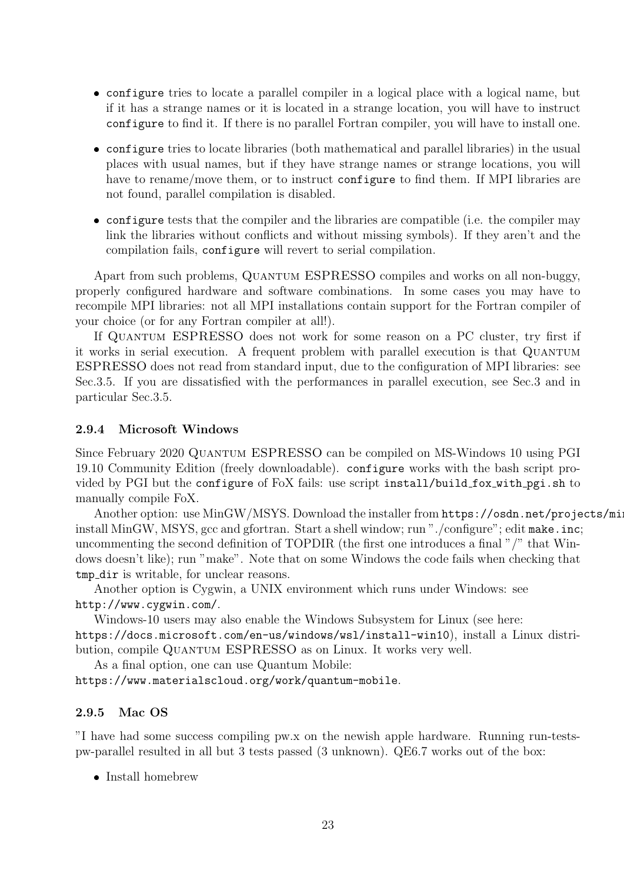- `configure` tries to locate a parallel compiler in a logical place with a logical name, but if it has a strange names or it is located in a strange location, you will have to instruct `configure` to find it. If there is no parallel Fortran compiler, you will have to install one.
- `configure` tries to locate libraries (both mathematical and parallel libraries) in the usual places with usual names, but if they have strange names or strange locations, you will have to rename/move them, or to instruct `configure` to find them. If MPI libraries are not found, parallel compilation is disabled.
- `configure` tests that the compiler and the libraries are compatible (i.e. the compiler may link the libraries without conflicts and without missing symbols). If they aren't and the compilation fails, `configure` will revert to serial compilation.

Apart from such problems, Quantum ESPRESSO compiles and works on all non-buggy, properly configured hardware and software combinations. In some cases you may have to recompile MPI libraries: not all MPI installations contain support for the Fortran compiler of your choice (or for any Fortran compiler at all!).

If Quantum ESPRESSO does not work for some reason on a PC cluster, try first if it works in serial execution. A frequent problem with parallel execution is that Quantum ESPRESSO does not read from standard input, due to the configuration of MPI libraries: see Sec.3.5. If you are dissatisfied with the performances in parallel execution, see Sec.3 and in particular Sec.3.5.

#### 2.9.4 Microsoft Windows

Since February 2020 Quantum ESPRESSO can be compiled on MS-Windows 10 using PGI 19.10 Community Edition (freely downloadable). `configure` works with the bash script provided by PGI but the `configure` of FoX fails: use script `install/build_fox_with_pgi.sh` to manually compile FoX.

Another option: use MinGW/MSYS. Download the installer from `https://osdn.net/projects/mi` install MinGW, MSYS, gcc and gfortran. Start a shell window; run "./configure"; edit `make.inc`; uncommenting the second definition of TOPDIR (the first one introduces a final "/" that Windows doesn't like); run "make". Note that on some Windows the code fails when checking that `tmp_dir` is writable, for unclear reasons.

Another option is Cygwin, a UNIX environment which runs under Windows: see `http://www.cygwin.com/`.

Windows-10 users may also enable the Windows Subsystem for Linux (see here: `https://docs.microsoft.com/en-us/windows/wsl/install-win10`), install a Linux distribution, compile Quantum ESPRESSO as on Linux. It works very well.

As a final option, one can use Quantum Mobile: `https://www.materialscloud.org/work/quantum-mobile`.

#### 2.9.5 Mac OS

"I have had some success compiling pw.x on the newish apple hardware. Running run-tests-pw-parallel resulted in all but 3 tests passed (3 unknown). QE6.7 works out of the box:

- Install homebrew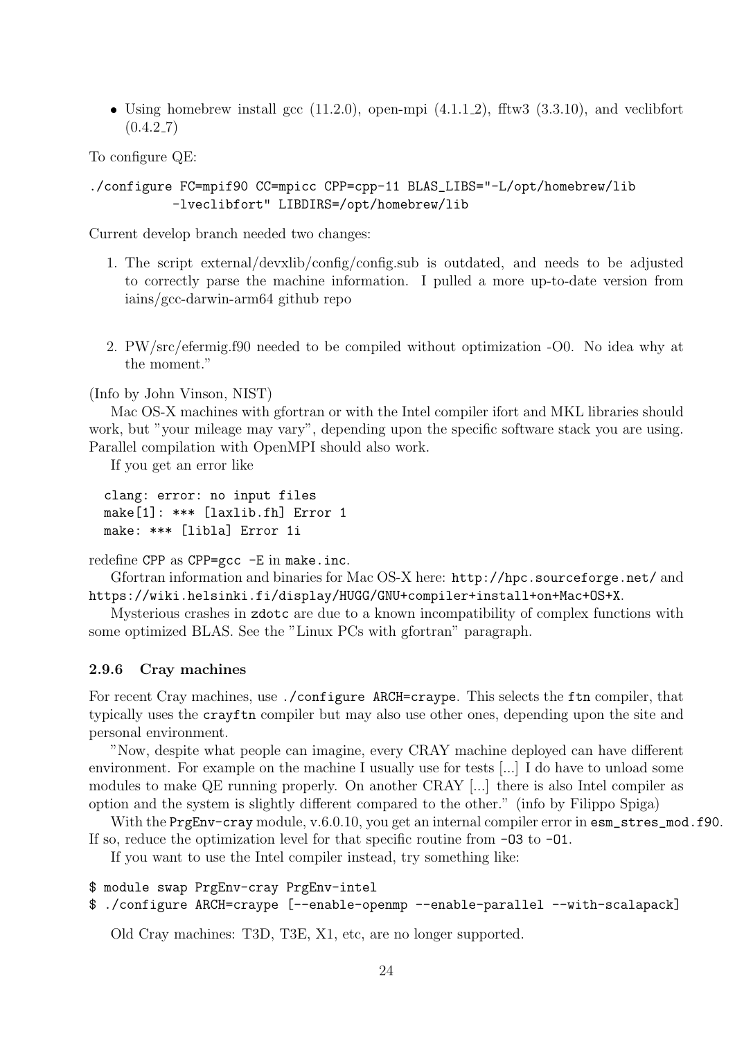- Using homebrew install gcc (11.2.0), open-mpi (4.1.1_2), fftw3 (3.3.10), and veclibfort (0.4.2_7)

To configure QE:

```
./configure FC=mpif90 CC=mpicc CPP=cpp-11 BLAS_LIBS="-L/opt/homebrew/lib
          -lveclibfort" LIBDIRS=/opt/homebrew/lib
```

Current develop branch needed two changes:

1. The script external/devxlib/config/config.sub is outdated, and needs to be adjusted to correctly parse the machine information. I pulled a more up-to-date version from iains/gcc-darwin-arm64 github repo

2. PW/src/efermig.f90 needed to be compiled without optimization -O0. No idea why at the moment."

(Info by John Vinson, NIST)

Mac OS-X machines with gfortran or with the Intel compiler ifort and MKL libraries should work, but "your mileage may vary", depending upon the specific software stack you are using. Parallel compilation with OpenMPI should also work.

If you get an error like

```
clang: error: no input files
make[1]: *** [laxlib.fh] Error 1
make: *** [libla] Error 1i
```

redefine `CPP` as `CPP=gcc -E` in `make.inc`.

Gfortran information and binaries for Mac OS-X here: `http://hpc.sourceforge.net/` and `https://wiki.helsinki.fi/display/HUGG/GNU+compiler+install+on+Mac+OS+X`.

Mysterious crashes in `zdotc` are due to a known incompatibility of complex functions with some optimized BLAS. See the "Linux PCs with gfortran" paragraph.

### 2.9.6 Cray machines

For recent Cray machines, use `./configure ARCH=craype`. This selects the `ftn` compiler, that typically uses the `crayftn` compiler but may also use other ones, depending upon the site and personal environment.

"Now, despite what people can imagine, every CRAY machine deployed can have different environment. For example on the machine I usually use for tests [...] I do have to unload some modules to make QE running properly. On another CRAY [...] there is also Intel compiler as option and the system is slightly different compared to the other." (info by Filippo Spiga)

With the `PrgEnv-cray` module, v.6.0.10, you get an internal compiler error in `esm_stres_mod.f90`. If so, reduce the optimization level for that specific routine from `-O3` to `-O1`.

If you want to use the Intel compiler instead, try something like:

```
$ module swap PrgEnv-cray PrgEnv-intel
$ ./configure ARCH=craype [--enable-openmp --enable-parallel --with-scalapack]
```

Old Cray machines: T3D, T3E, X1, etc, are no longer supported.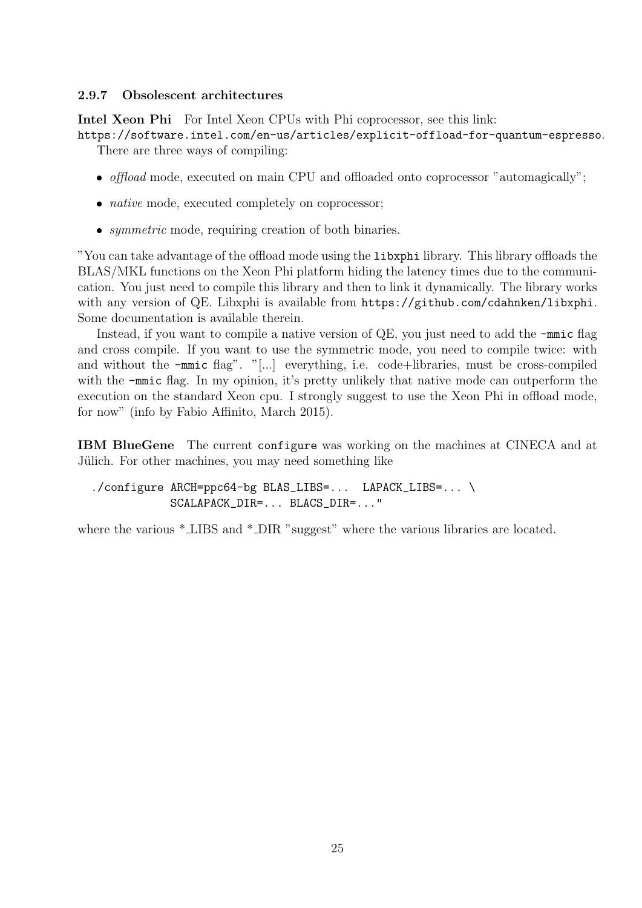### 2.9.7 Obsolescent architectures

**Intel Xeon Phi** For Intel Xeon CPUs with Phi coprocessor, see this link:
`https://software.intel.com/en-us/articles/explicit-offload-for-quantum-espresso`.

There are three ways of compiling:

- *offload* mode, executed on main CPU and offloaded onto coprocessor "automagically";
- *native* mode, executed completely on coprocessor;
- *symmetric* mode, requiring creation of both binaries.

"You can take advantage of the offload mode using the `libxphi` library. This library offloads the BLAS/MKL functions on the Xeon Phi platform hiding the latency times due to the communication. You just need to compile this library and then to link it dynamically. The library works with any version of QE. Libxphi is available from `https://github.com/cdahnken/libxphi`. Some documentation is available therein.

Instead, if you want to compile a native version of QE, you just need to add the `-mmic` flag and cross compile. If you want to use the symmetric mode, you need to compile twice: with and without the `-mmic` flag". "[...] everything, i.e. code+libraries, must be cross-compiled with the `-mmic` flag. In my opinion, it's pretty unlikely that native mode can outperform the execution on the standard Xeon cpu. I strongly suggest to use the Xeon Phi in offload mode, for now" (info by Fabio Affinito, March 2015).

**IBM BlueGene** The current `configure` was working on the machines at CINECA and at Jülich. For other machines, you may need something like

```
./configure ARCH=ppc64-bg BLAS_LIBS=...  LAPACK_LIBS=... \
            SCALAPACK_DIR=... BLACS_DIR=..."
```

where the various *_LIBS and *_DIR "suggest" where the various libraries are located.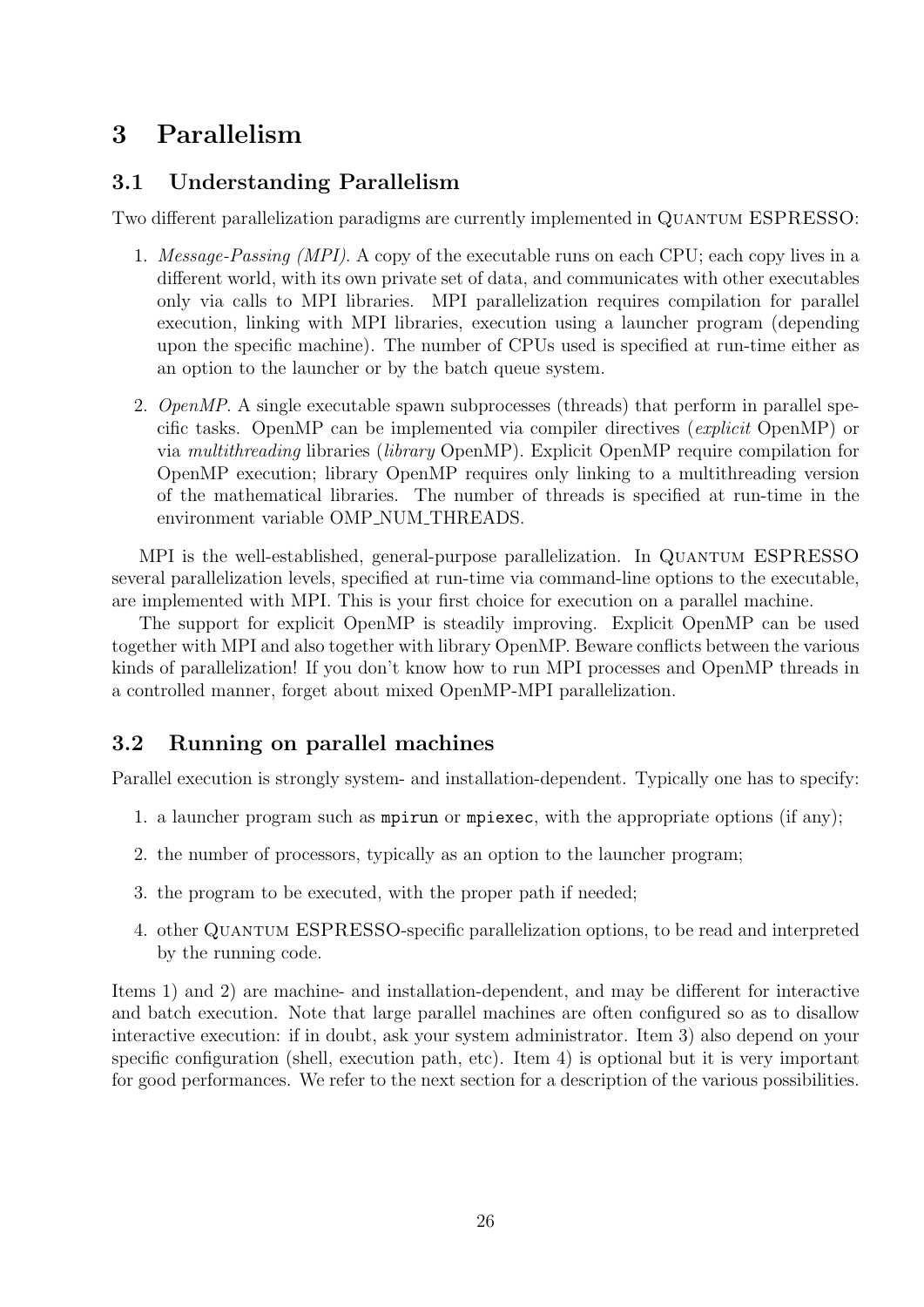# 3 Parallelism

## 3.1 Understanding Parallelism

Two different parallelization paradigms are currently implemented in Quantum ESPRESSO:

1. *Message-Passing (MPI)*. A copy of the executable runs on each CPU; each copy lives in a different world, with its own private set of data, and communicates with other executables only via calls to MPI libraries. MPI parallelization requires compilation for parallel execution, linking with MPI libraries, execution using a launcher program (depending upon the specific machine). The number of CPUs used is specified at run-time either as an option to the launcher or by the batch queue system.

2. *OpenMP*. A single executable spawn subprocesses (threads) that perform in parallel specific tasks. OpenMP can be implemented via compiler directives (*explicit* OpenMP) or via *multithreading* libraries (*library* OpenMP). Explicit OpenMP require compilation for OpenMP execution; library OpenMP requires only linking to a multithreading version of the mathematical libraries. The number of threads is specified at run-time in the environment variable OMP_NUM_THREADS.

MPI is the well-established, general-purpose parallelization. In Quantum ESPRESSO several parallelization levels, specified at run-time via command-line options to the executable, are implemented with MPI. This is your first choice for execution on a parallel machine.

The support for explicit OpenMP is steadily improving. Explicit OpenMP can be used together with MPI and also together with library OpenMP. Beware conflicts between the various kinds of parallelization! If you don't know how to run MPI processes and OpenMP threads in a controlled manner, forget about mixed OpenMP-MPI parallelization.

## 3.2 Running on parallel machines

Parallel execution is strongly system- and installation-dependent. Typically one has to specify:

1. a launcher program such as `mpirun` or `mpiexec`, with the appropriate options (if any);

2. the number of processors, typically as an option to the launcher program;

3. the program to be executed, with the proper path if needed;

4. other Quantum ESPRESSO-specific parallelization options, to be read and interpreted by the running code.

Items 1) and 2) are machine- and installation-dependent, and may be different for interactive and batch execution. Note that large parallel machines are often configured so as to disallow interactive execution: if in doubt, ask your system administrator. Item 3) also depend on your specific configuration (shell, execution path, etc). Item 4) is optional but it is very important for good performances. We refer to the next section for a description of the various possibilities.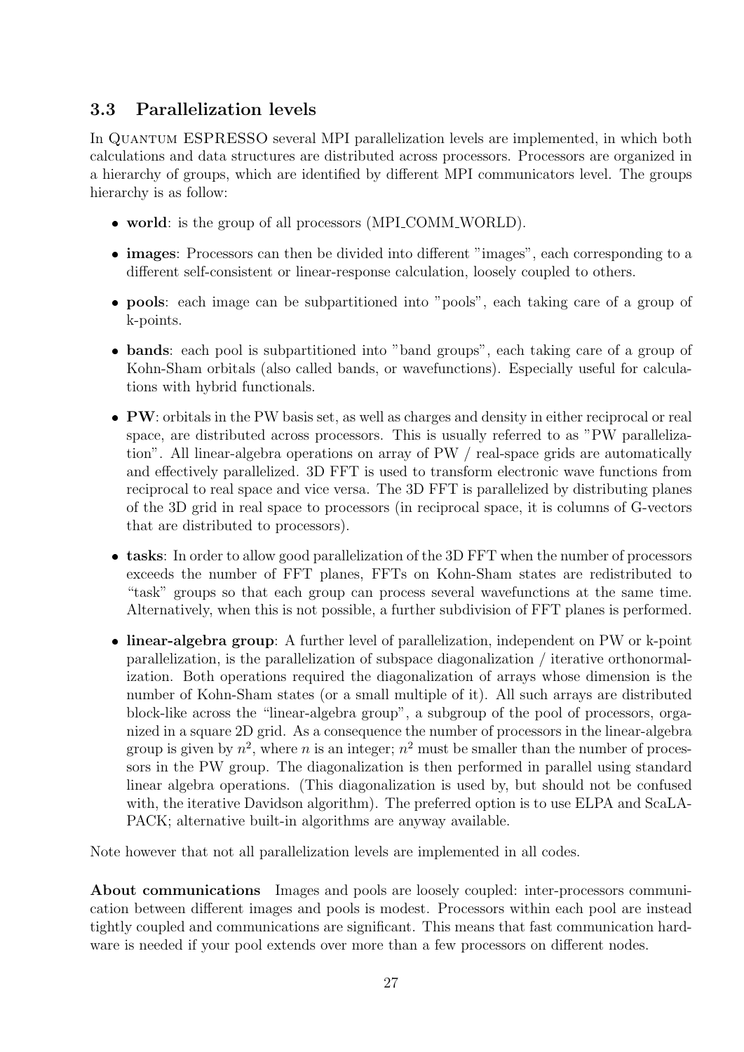### 3.3 Parallelization levels

In Quantum ESPRESSO several MPI parallelization levels are implemented, in which both calculations and data structures are distributed across processors. Processors are organized in a hierarchy of groups, which are identified by different MPI communicators level. The groups hierarchy is as follow:

- **world**: is the group of all processors (MPI_COMM_WORLD).
- **images**: Processors can then be divided into different "images", each corresponding to a different self-consistent or linear-response calculation, loosely coupled to others.
- **pools**: each image can be subpartitioned into "pools", each taking care of a group of k-points.
- **bands**: each pool is subpartitioned into "band groups", each taking care of a group of Kohn-Sham orbitals (also called bands, or wavefunctions). Especially useful for calculations with hybrid functionals.
- **PW**: orbitals in the PW basis set, as well as charges and density in either reciprocal or real space, are distributed across processors. This is usually referred to as "PW parallelization". All linear-algebra operations on array of PW / real-space grids are automatically and effectively parallelized. 3D FFT is used to transform electronic wave functions from reciprocal to real space and vice versa. The 3D FFT is parallelized by distributing planes of the 3D grid in real space to processors (in reciprocal space, it is columns of G-vectors that are distributed to processors).
- **tasks**: In order to allow good parallelization of the 3D FFT when the number of processors exceeds the number of FFT planes, FFTs on Kohn-Sham states are redistributed to "task" groups so that each group can process several wavefunctions at the same time. Alternatively, when this is not possible, a further subdivision of FFT planes is performed.
- **linear-algebra group**: A further level of parallelization, independent on PW or k-point parallelization, is the parallelization of subspace diagonalization / iterative orthonormalization. Both operations required the diagonalization of arrays whose dimension is the number of Kohn-Sham states (or a small multiple of it). All such arrays are distributed block-like across the "linear-algebra group", a subgroup of the pool of processors, organized in a square 2D grid. As a consequence the number of processors in the linear-algebra group is given by $n^2$, where $n$ is an integer; $n^2$ must be smaller than the number of processors in the PW group. The diagonalization is then performed in parallel using standard linear algebra operations. (This diagonalization is used by, but should not be confused with, the iterative Davidson algorithm). The preferred option is to use ELPA and ScaLAPACK; alternative built-in algorithms are anyway available.

Note however that not all parallelization levels are implemented in all codes.

**About communications** Images and pools are loosely coupled: inter-processors communication between different images and pools is modest. Processors within each pool are instead tightly coupled and communications are significant. This means that fast communication hardware is needed if your pool extends over more than a few processors on different nodes.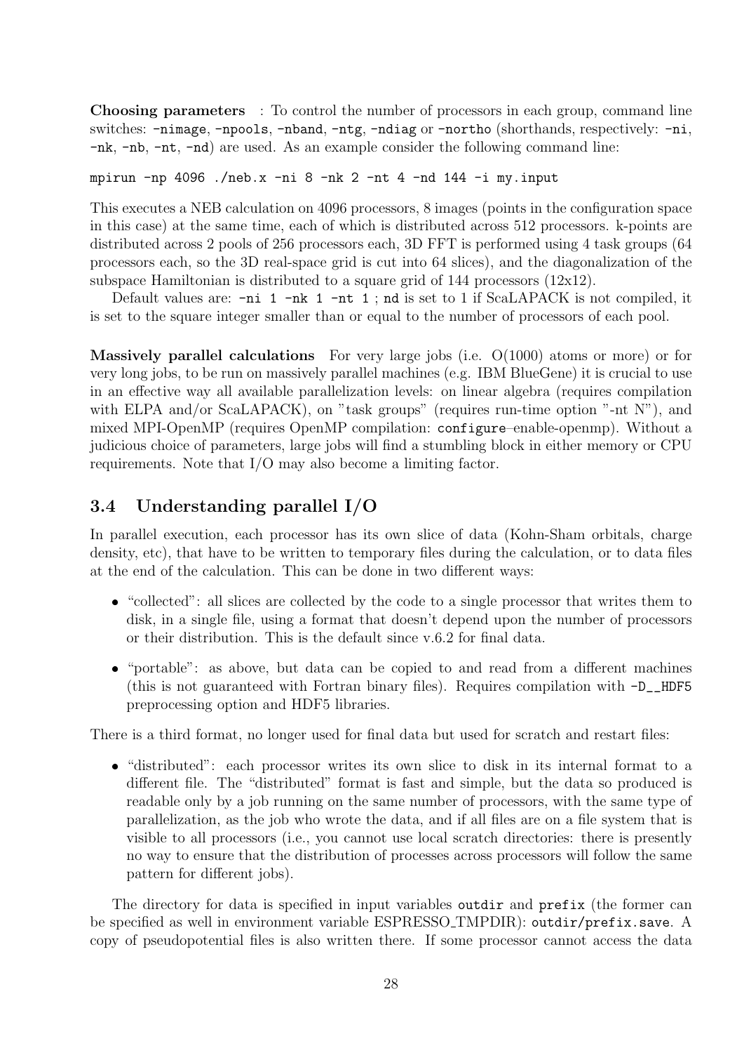**Choosing parameters** : To control the number of processors in each group, command line switches: `-nimage`, `-npools`, `-nband`, `-ntg`, `-ndiag` or `-northo` (shorthands, respectively: `-ni`, `-nk`, `-nb`, `-nt`, `-nd`) are used. As an example consider the following command line:

```
mpirun -np 4096 ./neb.x -ni 8 -nk 2 -nt 4 -nd 144 -i my.input
```

This executes a NEB calculation on 4096 processors, 8 images (points in the configuration space in this case) at the same time, each of which is distributed across 512 processors. k-points are distributed across 2 pools of 256 processors each, 3D FFT is performed using 4 task groups (64 processors each, so the 3D real-space grid is cut into 64 slices), and the diagonalization of the subspace Hamiltonian is distributed to a square grid of 144 processors (12x12).

Default values are: `-ni 1 -nk 1 -nt 1` ; `nd` is set to 1 if ScaLAPACK is not compiled, it is set to the square integer smaller than or equal to the number of processors of each pool.

**Massively parallel calculations** For very large jobs (i.e. O(1000) atoms or more) or for very long jobs, to be run on massively parallel machines (e.g. IBM BlueGene) it is crucial to use in an effective way all available parallelization levels: on linear algebra (requires compilation with ELPA and/or ScaLAPACK), on "task groups" (requires run-time option "-nt N"), and mixed MPI-OpenMP (requires OpenMP compilation: `configure`–enable-openmp). Without a judicious choice of parameters, large jobs will find a stumbling block in either memory or CPU requirements. Note that I/O may also become a limiting factor.

## 3.4 Understanding parallel I/O

In parallel execution, each processor has its own slice of data (Kohn-Sham orbitals, charge density, etc), that have to be written to temporary files during the calculation, or to data files at the end of the calculation. This can be done in two different ways:

- "collected": all slices are collected by the code to a single processor that writes them to disk, in a single file, using a format that doesn't depend upon the number of processors or their distribution. This is the default since v.6.2 for final data.
- "portable": as above, but data can be copied to and read from a different machines (this is not guaranteed with Fortran binary files). Requires compilation with `-D__HDF5` preprocessing option and HDF5 libraries.

There is a third format, no longer used for final data but used for scratch and restart files:

- "distributed": each processor writes its own slice to disk in its internal format to a different file. The "distributed" format is fast and simple, but the data so produced is readable only by a job running on the same number of processors, with the same type of parallelization, as the job who wrote the data, and if all files are on a file system that is visible to all processors (i.e., you cannot use local scratch directories: there is presently no way to ensure that the distribution of processes across processors will follow the same pattern for different jobs).

The directory for data is specified in input variables `outdir` and `prefix` (the former can be specified as well in environment variable ESPRESSO_TMPDIR): `outdir/prefix.save`. A copy of pseudopotential files is also written there. If some processor cannot access the data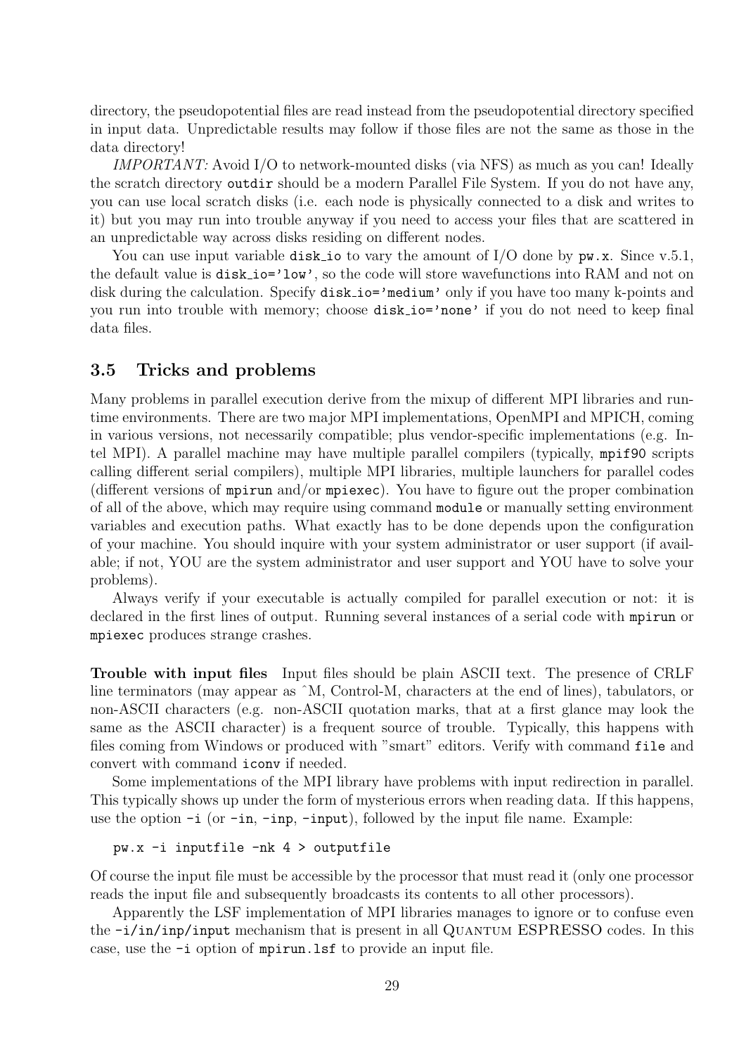directory, the pseudopotential files are read instead from the pseudopotential directory specified in input data. Unpredictable results may follow if those files are not the same as those in the data directory!

*IMPORTANT:* Avoid I/O to network-mounted disks (via NFS) as much as you can! Ideally the scratch directory `outdir` should be a modern Parallel File System. If you do not have any, you can use local scratch disks (i.e. each node is physically connected to a disk and writes to it) but you may run into trouble anyway if you need to access your files that are scattered in an unpredictable way across disks residing on different nodes.

You can use input variable `disk_io` to vary the amount of I/O done by `pw.x`. Since v.5.1, the default value is `disk_io='low'`, so the code will store wavefunctions into RAM and not on disk during the calculation. Specify `disk_io='medium'` only if you have too many k-points and you run into trouble with memory; choose `disk_io='none'` if you do not need to keep final data files.

### 3.5 Tricks and problems

Many problems in parallel execution derive from the mixup of different MPI libraries and runtime environments. There are two major MPI implementations, OpenMPI and MPICH, coming in various versions, not necessarily compatible; plus vendor-specific implementations (e.g. Intel MPI). A parallel machine may have multiple parallel compilers (typically, `mpif90` scripts calling different serial compilers), multiple MPI libraries, multiple launchers for parallel codes (different versions of `mpirun` and/or `mpiexec`). You have to figure out the proper combination of all of the above, which may require using command `module` or manually setting environment variables and execution paths. What exactly has to be done depends upon the configuration of your machine. You should inquire with your system administrator or user support (if available; if not, YOU are the system administrator and user support and YOU have to solve your problems).

Always verify if your executable is actually compiled for parallel execution or not: it is declared in the first lines of output. Running several instances of a serial code with `mpirun` or `mpiexec` produces strange crashes.

**Trouble with input files** Input files should be plain ASCII text. The presence of CRLF line terminators (may appear as ^M, Control-M, characters at the end of lines), tabulators, or non-ASCII characters (e.g. non-ASCII quotation marks, that at a first glance may look the same as the ASCII character) is a frequent source of trouble. Typically, this happens with files coming from Windows or produced with "smart" editors. Verify with command `file` and convert with command `iconv` if needed.

Some implementations of the MPI library have problems with input redirection in parallel. This typically shows up under the form of mysterious errors when reading data. If this happens, use the option `-i` (or `-in`, `-inp`, `-input`), followed by the input file name. Example:

```
pw.x -i inputfile -nk 4 > outputfile
```

Of course the input file must be accessible by the processor that must read it (only one processor reads the input file and subsequently broadcasts its contents to all other processors).

Apparently the LSF implementation of MPI libraries manages to ignore or to confuse even the `-i/in/inp/input` mechanism that is present in all Quantum ESPRESSO codes. In this case, use the `-i` option of `mpirun.lsf` to provide an input file.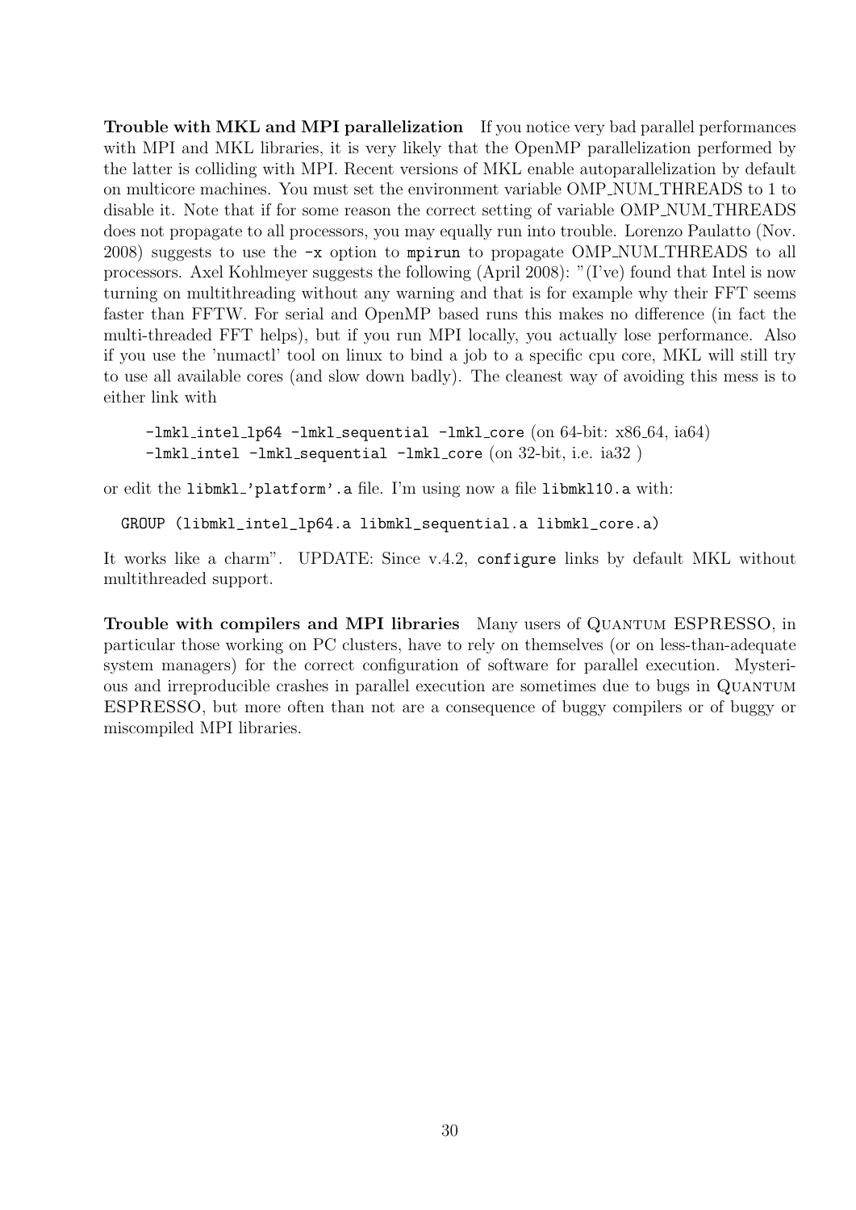**Trouble with MKL and MPI parallelization** If you notice very bad parallel performances with MPI and MKL libraries, it is very likely that the OpenMP parallelization performed by the latter is colliding with MPI. Recent versions of MKL enable autoparallelization by default on multicore machines. You must set the environment variable OMP_NUM_THREADS to 1 to disable it. Note that if for some reason the correct setting of variable OMP_NUM_THREADS does not propagate to all processors, you may equally run into trouble. Lorenzo Paulatto (Nov. 2008) suggests to use the `-x` option to `mpirun` to propagate OMP_NUM_THREADS to all processors. Axel Kohlmeyer suggests the following (April 2008): "(I've) found that Intel is now turning on multithreading without any warning and that is for example why their FFT seems faster than FFTW. For serial and OpenMP based runs this makes no difference (in fact the multi-threaded FFT helps), but if you run MPI locally, you actually lose performance. Also if you use the 'numactl' tool on linux to bind a job to a specific cpu core, MKL will still try to use all available cores (and slow down badly). The cleanest way of avoiding this mess is to either link with

`-lmkl_intel_lp64 -lmkl_sequential -lmkl_core` (on 64-bit: x86_64, ia64)
`-lmkl_intel -lmkl_sequential -lmkl_core` (on 32-bit, i.e. ia32 )

or edit the `libmkl_'platform'.a` file. I'm using now a file `libmkl10.a` with:

```
GROUP (libmkl_intel_lp64.a libmkl_sequential.a libmkl_core.a)
```

It works like a charm". UPDATE: Since v.4.2, `configure` links by default MKL without multithreaded support.

**Trouble with compilers and MPI libraries** Many users of Quantum ESPRESSO, in particular those working on PC clusters, have to rely on themselves (or on less-than-adequate system managers) for the correct configuration of software for parallel execution. Mysterious and irreproducible crashes in parallel execution are sometimes due to bugs in Quantum ESPRESSO, but more often than not are a consequence of buggy compilers or of buggy or miscompiled MPI libraries.